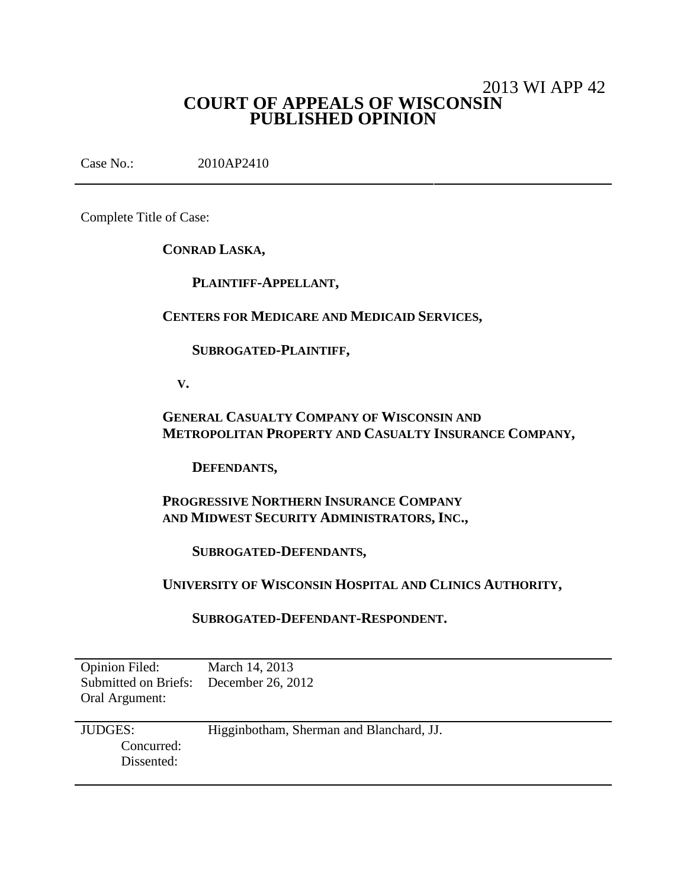2013 WI APP 42

# COURT OF APPEALS OF WISCONSIN
# PUBLISHED OPINION

Case No.: 2010AP2410

---

Complete Title of Case:

**CONRAD LASKA,**

**PLAINTIFF-APPELLANT,**

**CENTERS FOR MEDICARE AND MEDICAID SERVICES,**

**SUBROGATED-PLAINTIFF,**

**V.**

**GENERAL CASUALTY COMPANY OF WISCONSIN AND METROPOLITAN PROPERTY AND CASUALTY INSURANCE COMPANY,**

**DEFENDANTS,**

**PROGRESSIVE NORTHERN INSURANCE COMPANY AND MIDWEST SECURITY ADMINISTRATORS, INC.,**

**SUBROGATED-DEFENDANTS,**

**UNIVERSITY OF WISCONSIN HOSPITAL AND CLINICS AUTHORITY,**

**SUBROGATED-DEFENDANT-RESPONDENT.**

---

Opinion Filed: March 14, 2013
Submitted on Briefs: December 26, 2012
Oral Argument:

---

JUDGES: Higginbotham, Sherman and Blanchard, JJ.
Concurred:
Dissented:

---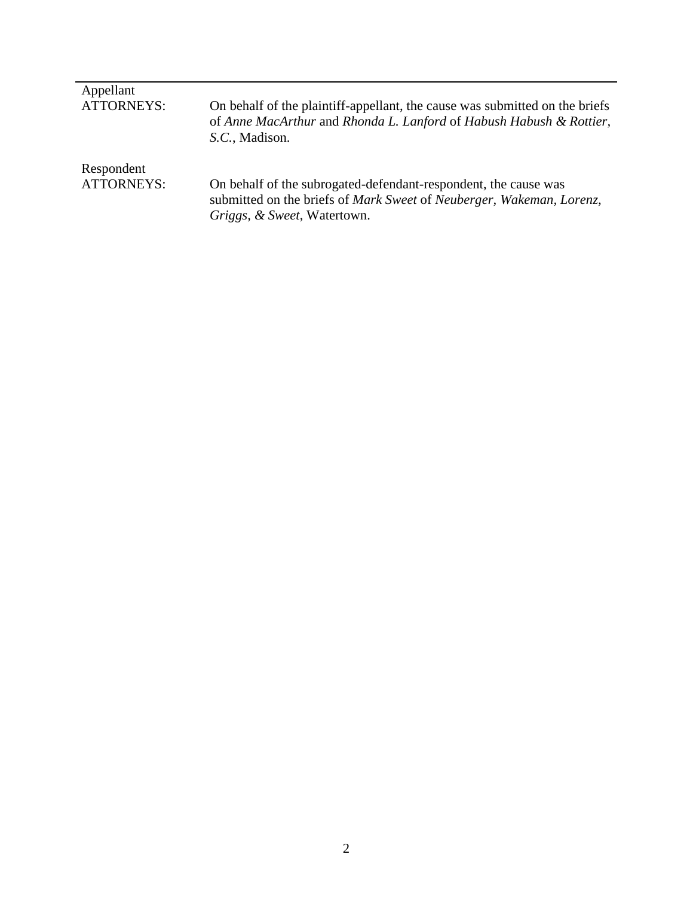| | |
|---|---|
| Appellant ATTORNEYS: | On behalf of the plaintiff-appellant, the cause was submitted on the briefs of *Anne MacArthur* and *Rhonda L. Lanford* of *Habush Habush & Rottier, S.C.*, Madison. |
| Respondent ATTORNEYS: | On behalf of the subrogated-defendant-respondent, the cause was submitted on the briefs of *Mark Sweet* of *Neuberger, Wakeman, Lorenz, Griggs, & Sweet*, Watertown. |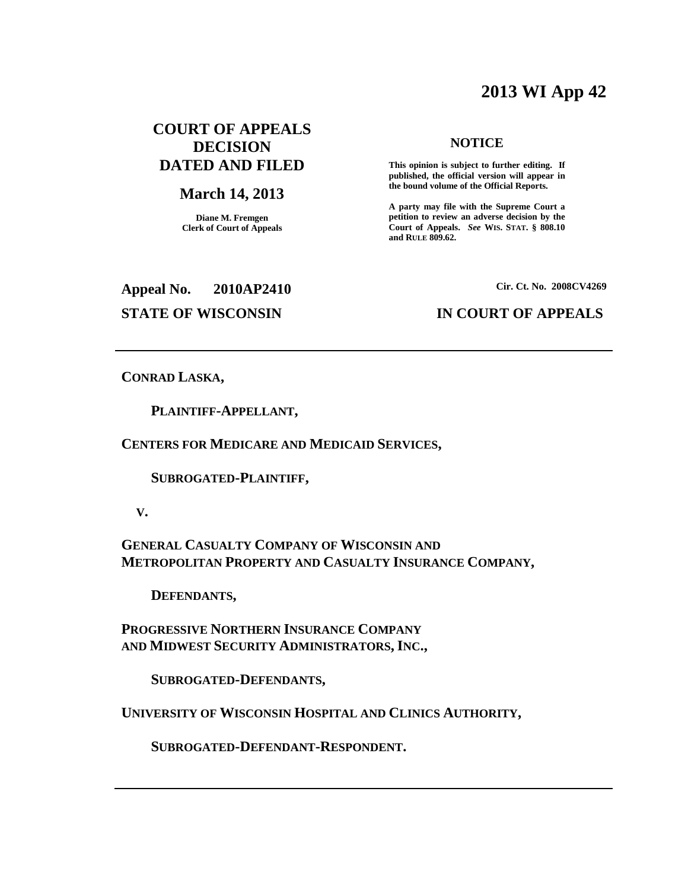# 2013 WI App 42

**COURT OF APPEALS DECISION DATED AND FILED**

**March 14, 2013**

**Diane M. Fremgen**
**Clerk of Court of Appeals**

**NOTICE**

**This opinion is subject to further editing. If published, the official version will appear in the bound volume of the Official Reports.**

**A party may file with the Supreme Court a petition to review an adverse decision by the Court of Appeals.** ***See*** **WIS. STAT. § 808.10 and RULE 809.62.**

**Appeal No. 2010AP2410** **Cir. Ct. No. 2008CV4269**

**STATE OF WISCONSIN** **IN COURT OF APPEALS**

---

**CONRAD LASKA,**

**PLAINTIFF-APPELLANT,**

**CENTERS FOR MEDICARE AND MEDICAID SERVICES,**

**SUBROGATED-PLAINTIFF,**

**V.**

**GENERAL CASUALTY COMPANY OF WISCONSIN AND METROPOLITAN PROPERTY AND CASUALTY INSURANCE COMPANY,**

**DEFENDANTS,**

**PROGRESSIVE NORTHERN INSURANCE COMPANY AND MIDWEST SECURITY ADMINISTRATORS, INC.,**

**SUBROGATED-DEFENDANTS,**

**UNIVERSITY OF WISCONSIN HOSPITAL AND CLINICS AUTHORITY,**

**SUBROGATED-DEFENDANT-RESPONDENT.**

---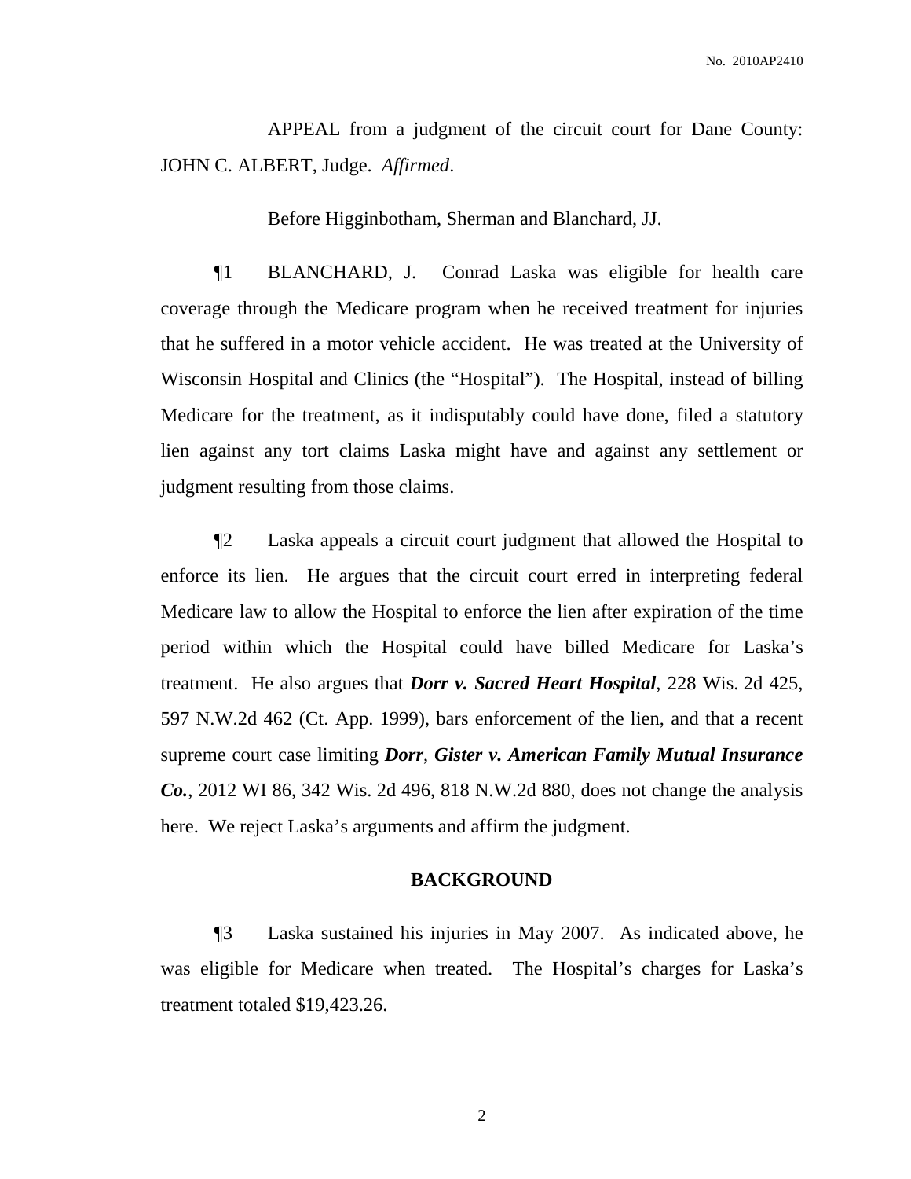APPEAL from a judgment of the circuit court for Dane County: JOHN C. ALBERT, Judge. *Affirmed*.

Before Higginbotham, Sherman and Blanchard, JJ.

¶1 BLANCHARD, J. Conrad Laska was eligible for health care coverage through the Medicare program when he received treatment for injuries that he suffered in a motor vehicle accident. He was treated at the University of Wisconsin Hospital and Clinics (the "Hospital"). The Hospital, instead of billing Medicare for the treatment, as it indisputably could have done, filed a statutory lien against any tort claims Laska might have and against any settlement or judgment resulting from those claims.

¶2 Laska appeals a circuit court judgment that allowed the Hospital to enforce its lien. He argues that the circuit court erred in interpreting federal Medicare law to allow the Hospital to enforce the lien after expiration of the time period within which the Hospital could have billed Medicare for Laska's treatment. He also argues that ***Dorr v. Sacred Heart Hospital***, 228 Wis. 2d 425, 597 N.W.2d 462 (Ct. App. 1999), bars enforcement of the lien, and that a recent supreme court case limiting ***Dorr***, ***Gister v. American Family Mutual Insurance Co.***, 2012 WI 86, 342 Wis. 2d 496, 818 N.W.2d 880, does not change the analysis here. We reject Laska's arguments and affirm the judgment.

## BACKGROUND

¶3 Laska sustained his injuries in May 2007. As indicated above, he was eligible for Medicare when treated. The Hospital's charges for Laska's treatment totaled $19,423.26.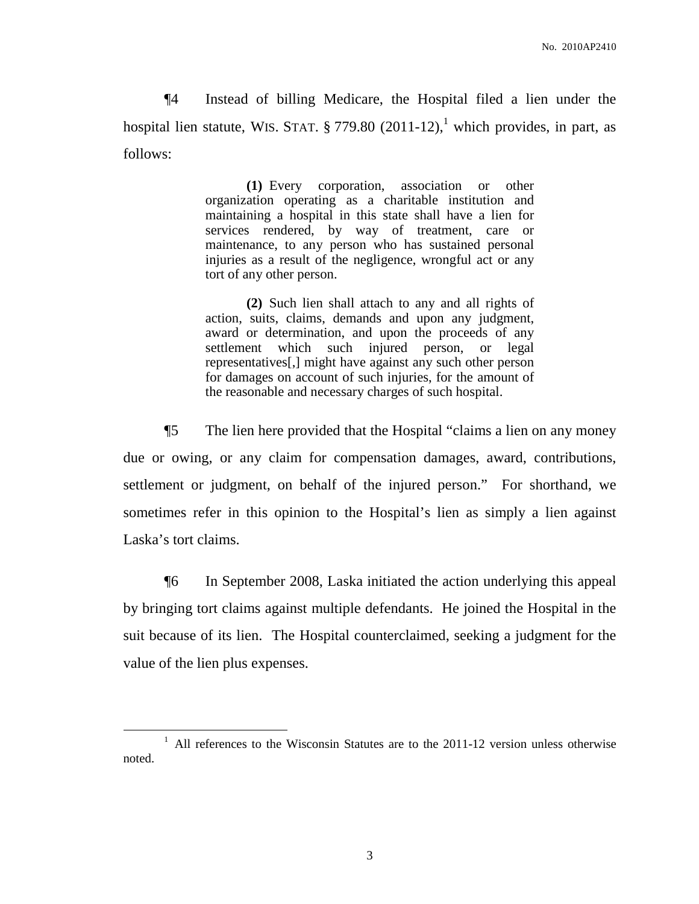¶4 Instead of billing Medicare, the Hospital filed a lien under the hospital lien statute, WIS. STAT. § 779.80 (2011-12),[1] which provides, in part, as follows:

> **(1)** Every corporation, association or other organization operating as a charitable institution and maintaining a hospital in this state shall have a lien for services rendered, by way of treatment, care or maintenance, to any person who has sustained personal injuries as a result of the negligence, wrongful act or any tort of any other person.
>
> **(2)** Such lien shall attach to any and all rights of action, suits, claims, demands and upon any judgment, award or determination, and upon the proceeds of any settlement which such injured person, or legal representatives[,] might have against any such other person for damages on account of such injuries, for the amount of the reasonable and necessary charges of such hospital.

¶5 The lien here provided that the Hospital "claims a lien on any money due or owing, or any claim for compensation damages, award, contributions, settlement or judgment, on behalf of the injured person." For shorthand, we sometimes refer in this opinion to the Hospital's lien as simply a lien against Laska's tort claims.

¶6 In September 2008, Laska initiated the action underlying this appeal by bringing tort claims against multiple defendants. He joined the Hospital in the suit because of its lien. The Hospital counterclaimed, seeking a judgment for the value of the lien plus expenses.

---

[1] All references to the Wisconsin Statutes are to the 2011-12 version unless otherwise noted.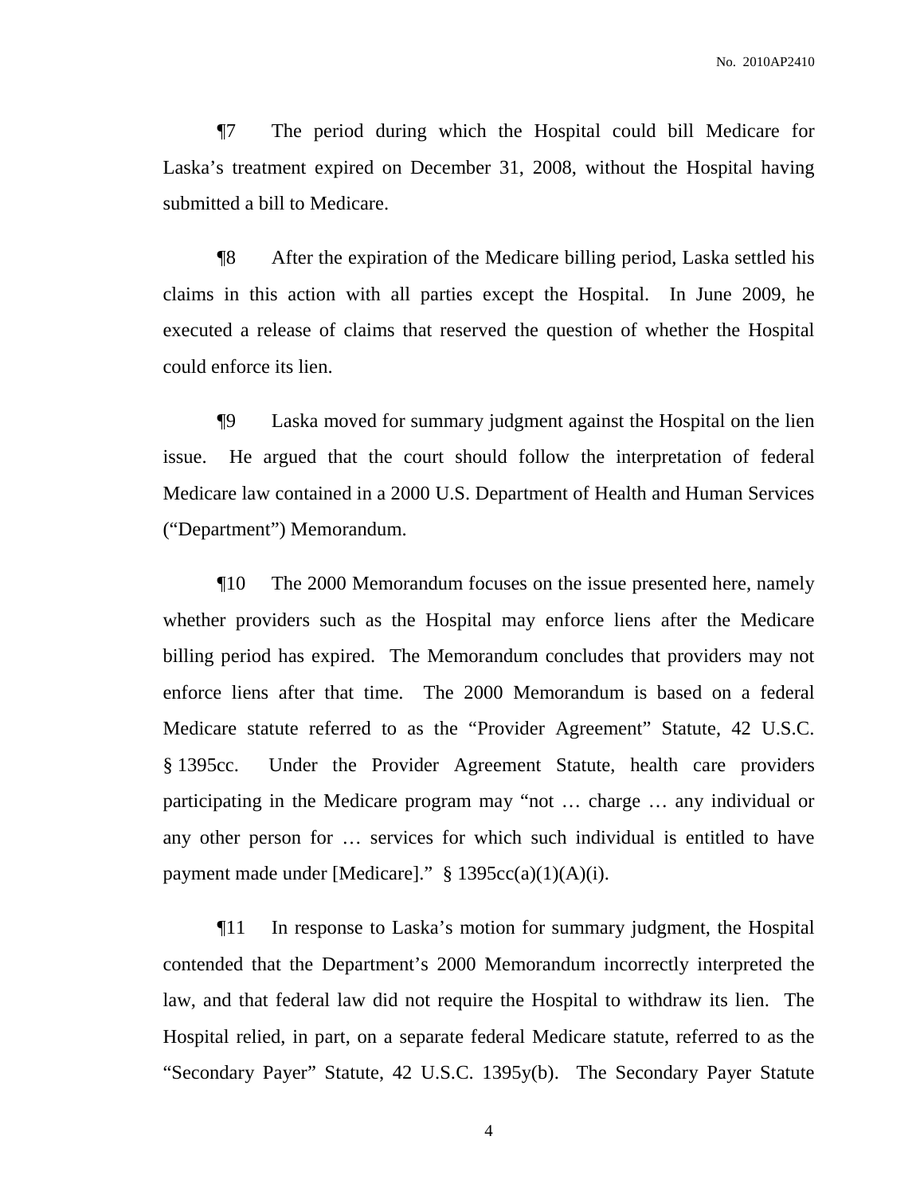¶7 The period during which the Hospital could bill Medicare for Laska's treatment expired on December 31, 2008, without the Hospital having submitted a bill to Medicare.

¶8 After the expiration of the Medicare billing period, Laska settled his claims in this action with all parties except the Hospital. In June 2009, he executed a release of claims that reserved the question of whether the Hospital could enforce its lien.

¶9 Laska moved for summary judgment against the Hospital on the lien issue. He argued that the court should follow the interpretation of federal Medicare law contained in a 2000 U.S. Department of Health and Human Services ("Department") Memorandum.

¶10 The 2000 Memorandum focuses on the issue presented here, namely whether providers such as the Hospital may enforce liens after the Medicare billing period has expired. The Memorandum concludes that providers may not enforce liens after that time. The 2000 Memorandum is based on a federal Medicare statute referred to as the "Provider Agreement" Statute, 42 U.S.C. § 1395cc. Under the Provider Agreement Statute, health care providers participating in the Medicare program may "not … charge … any individual or any other person for … services for which such individual is entitled to have payment made under [Medicare]." § 1395cc(a)(1)(A)(i).

¶11 In response to Laska's motion for summary judgment, the Hospital contended that the Department's 2000 Memorandum incorrectly interpreted the law, and that federal law did not require the Hospital to withdraw its lien. The Hospital relied, in part, on a separate federal Medicare statute, referred to as the "Secondary Payer" Statute, 42 U.S.C. 1395y(b). The Secondary Payer Statute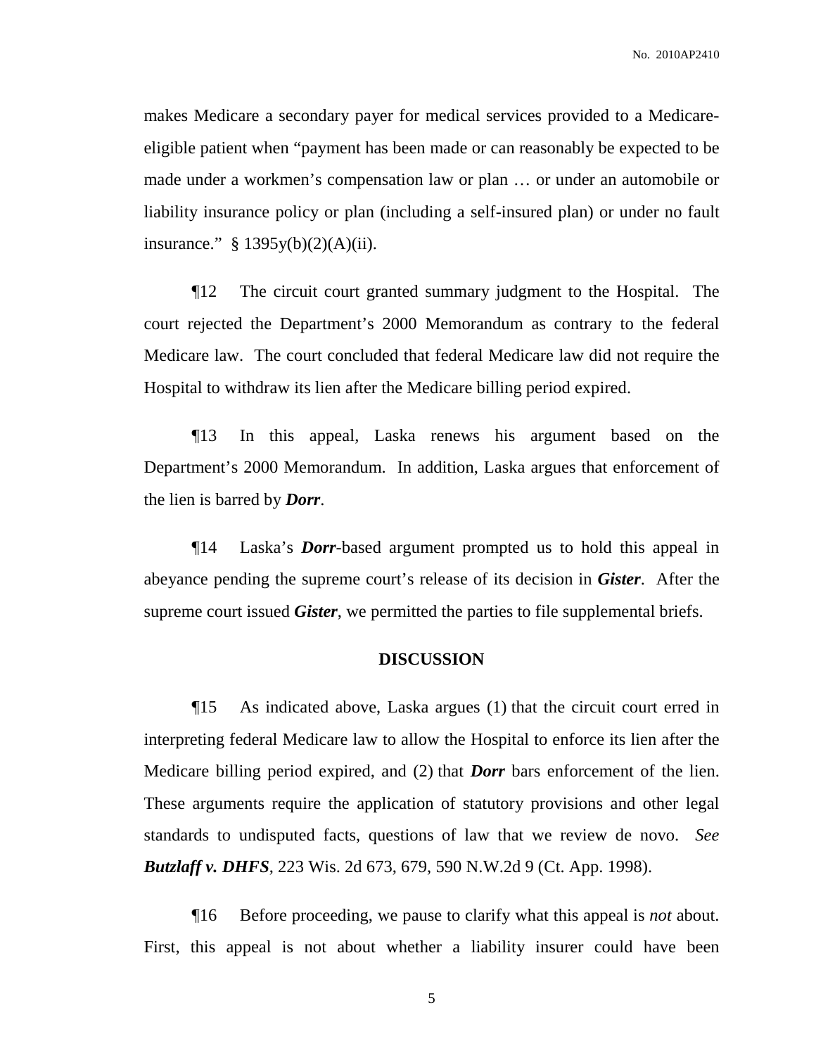makes Medicare a secondary payer for medical services provided to a Medicare-eligible patient when "payment has been made or can reasonably be expected to be made under a workmen's compensation law or plan … or under an automobile or liability insurance policy or plan (including a self-insured plan) or under no fault insurance." § 1395y(b)(2)(A)(ii).

¶12 The circuit court granted summary judgment to the Hospital. The court rejected the Department's 2000 Memorandum as contrary to the federal Medicare law. The court concluded that federal Medicare law did not require the Hospital to withdraw its lien after the Medicare billing period expired.

¶13 In this appeal, Laska renews his argument based on the Department's 2000 Memorandum. In addition, Laska argues that enforcement of the lien is barred by ***Dorr***.

¶14 Laska's ***Dorr***-based argument prompted us to hold this appeal in abeyance pending the supreme court's release of its decision in ***Gister***. After the supreme court issued ***Gister***, we permitted the parties to file supplemental briefs.

**DISCUSSION**

¶15 As indicated above, Laska argues (1) that the circuit court erred in interpreting federal Medicare law to allow the Hospital to enforce its lien after the Medicare billing period expired, and (2) that ***Dorr*** bars enforcement of the lien. These arguments require the application of statutory provisions and other legal standards to undisputed facts, questions of law that we review de novo. *See* ***Butzlaff v. DHFS***, 223 Wis. 2d 673, 679, 590 N.W.2d 9 (Ct. App. 1998).

¶16 Before proceeding, we pause to clarify what this appeal is *not* about. First, this appeal is not about whether a liability insurer could have been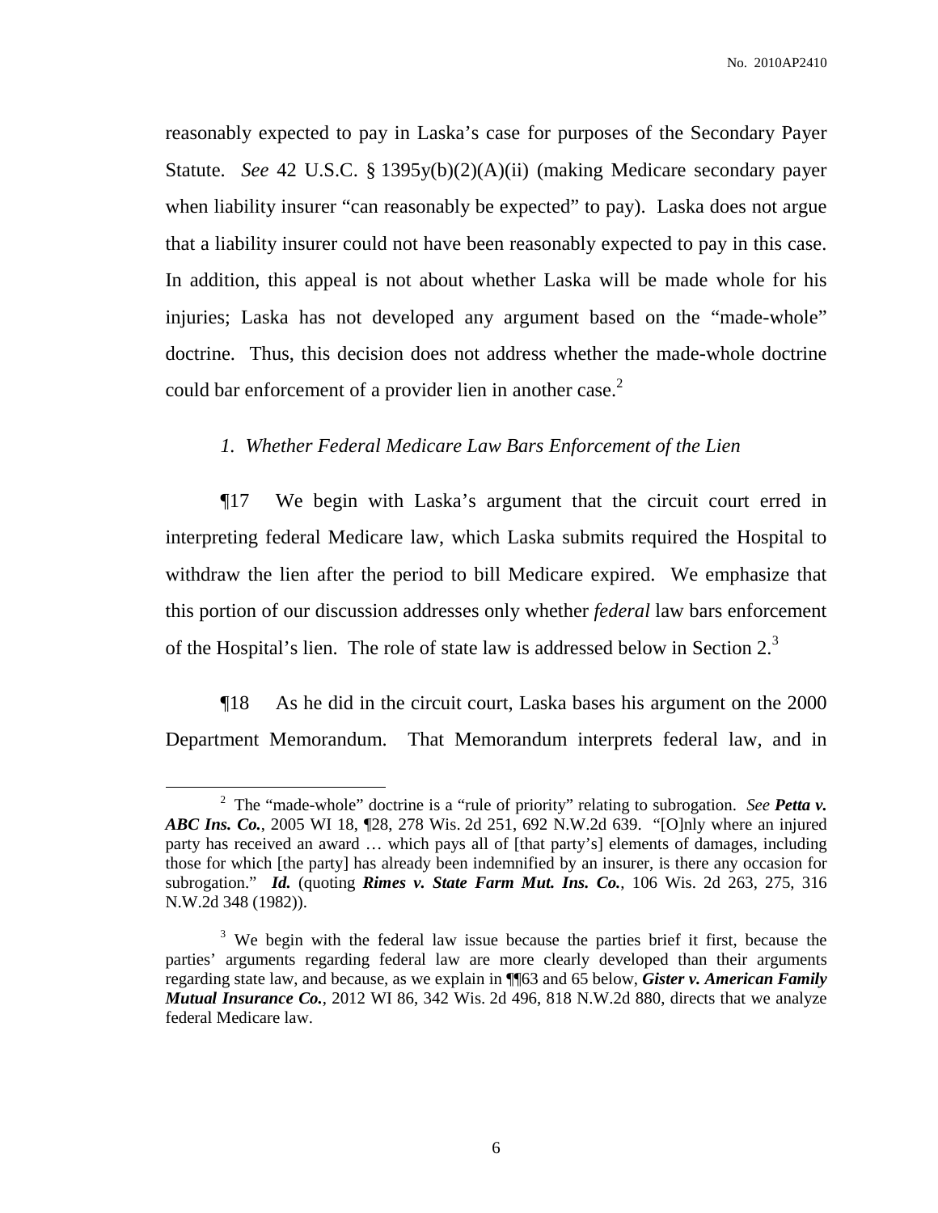reasonably expected to pay in Laska's case for purposes of the Secondary Payer Statute. *See* 42 U.S.C. § 1395y(b)(2)(A)(ii) (making Medicare secondary payer when liability insurer "can reasonably be expected" to pay). Laska does not argue that a liability insurer could not have been reasonably expected to pay in this case. In addition, this appeal is not about whether Laska will be made whole for his injuries; Laska has not developed any argument based on the "made-whole" doctrine. Thus, this decision does not address whether the made-whole doctrine could bar enforcement of a provider lien in another case.[2]

*1. Whether Federal Medicare Law Bars Enforcement of the Lien*

¶17 We begin with Laska's argument that the circuit court erred in interpreting federal Medicare law, which Laska submits required the Hospital to withdraw the lien after the period to bill Medicare expired. We emphasize that this portion of our discussion addresses only whether *federal* law bars enforcement of the Hospital's lien. The role of state law is addressed below in Section 2.[3]

¶18 As he did in the circuit court, Laska bases his argument on the 2000 Department Memorandum. That Memorandum interprets federal law, and in

[2] The "made-whole" doctrine is a "rule of priority" relating to subrogation. *See* ***Petta v. ABC Ins. Co.***, 2005 WI 18, ¶28, 278 Wis. 2d 251, 692 N.W.2d 639. "[O]nly where an injured party has received an award … which pays all of [that party's] elements of damages, including those for which [the party] has already been indemnified by an insurer, is there any occasion for subrogation." ***Id.*** (quoting ***Rimes v. State Farm Mut. Ins. Co.***, 106 Wis. 2d 263, 275, 316 N.W.2d 348 (1982)).

[3] We begin with the federal law issue because the parties brief it first, because the parties' arguments regarding federal law are more clearly developed than their arguments regarding state law, and because, as we explain in ¶¶63 and 65 below, ***Gister v. American Family Mutual Insurance Co.***, 2012 WI 86, 342 Wis. 2d 496, 818 N.W.2d 880, directs that we analyze federal Medicare law.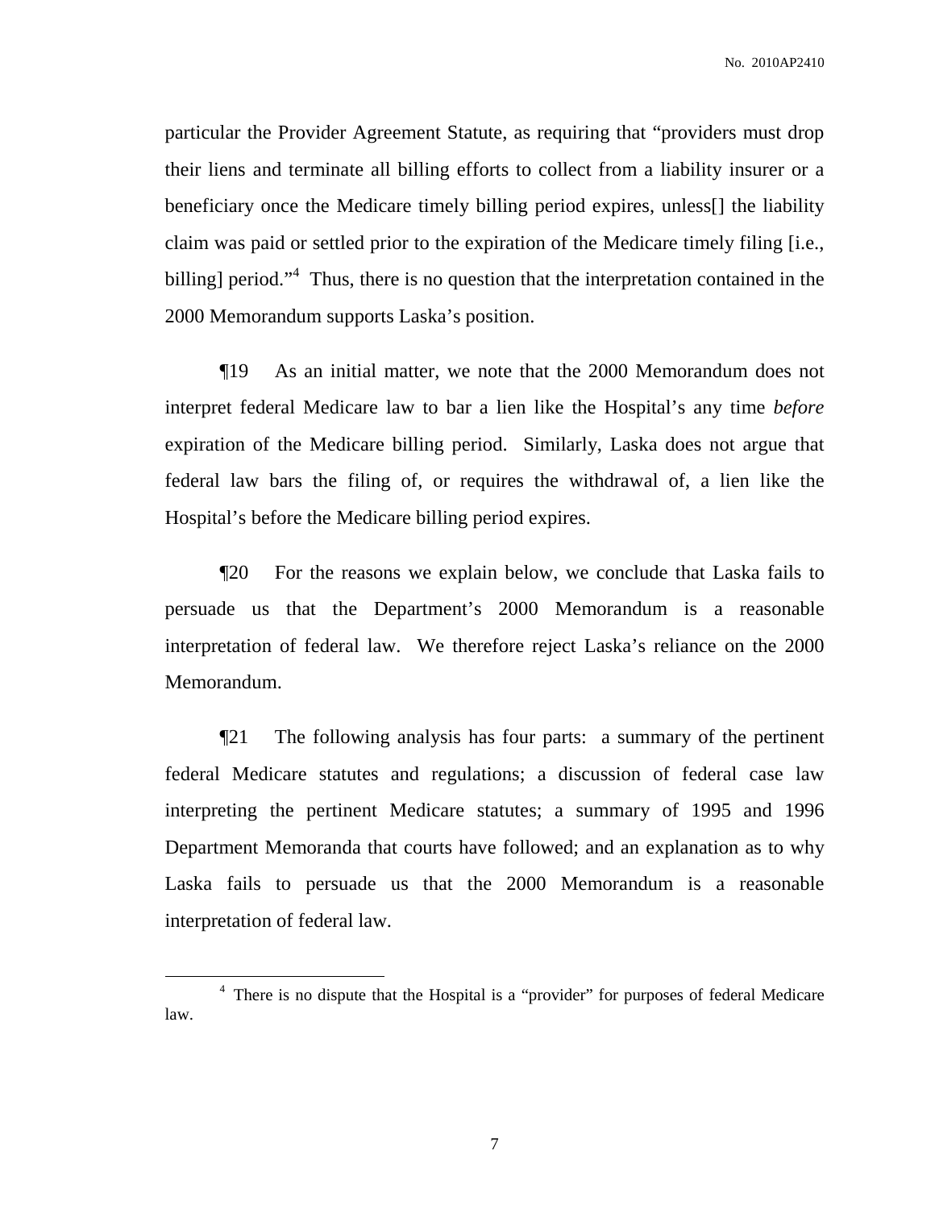particular the Provider Agreement Statute, as requiring that "providers must drop their liens and terminate all billing efforts to collect from a liability insurer or a beneficiary once the Medicare timely billing period expires, unless[] the liability claim was paid or settled prior to the expiration of the Medicare timely filing [i.e., billing] period."[4] Thus, there is no question that the interpretation contained in the 2000 Memorandum supports Laska's position.

¶19 As an initial matter, we note that the 2000 Memorandum does not interpret federal Medicare law to bar a lien like the Hospital's any time *before* expiration of the Medicare billing period. Similarly, Laska does not argue that federal law bars the filing of, or requires the withdrawal of, a lien like the Hospital's before the Medicare billing period expires.

¶20 For the reasons we explain below, we conclude that Laska fails to persuade us that the Department's 2000 Memorandum is a reasonable interpretation of federal law. We therefore reject Laska's reliance on the 2000 Memorandum.

¶21 The following analysis has four parts: a summary of the pertinent federal Medicare statutes and regulations; a discussion of federal case law interpreting the pertinent Medicare statutes; a summary of 1995 and 1996 Department Memoranda that courts have followed; and an explanation as to why Laska fails to persuade us that the 2000 Memorandum is a reasonable interpretation of federal law.

[4] There is no dispute that the Hospital is a "provider" for purposes of federal Medicare law.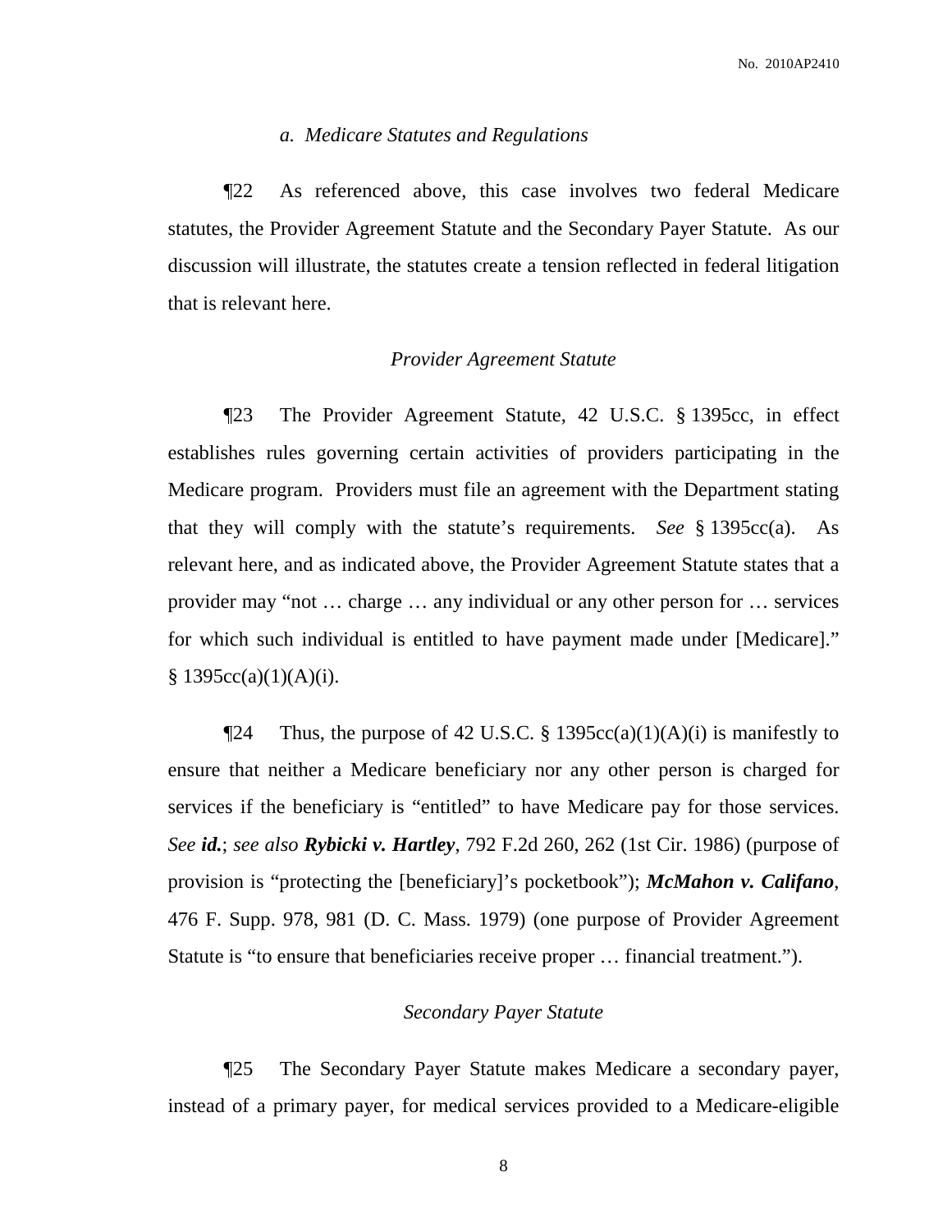### *a. Medicare Statutes and Regulations*

¶22 As referenced above, this case involves two federal Medicare statutes, the Provider Agreement Statute and the Secondary Payer Statute. As our discussion will illustrate, the statutes create a tension reflected in federal litigation that is relevant here.

#### *Provider Agreement Statute*

¶23 The Provider Agreement Statute, 42 U.S.C. § 1395cc, in effect establishes rules governing certain activities of providers participating in the Medicare program. Providers must file an agreement with the Department stating that they will comply with the statute's requirements. *See* § 1395cc(a). As relevant here, and as indicated above, the Provider Agreement Statute states that a provider may "not … charge … any individual or any other person for … services for which such individual is entitled to have payment made under [Medicare]." § 1395cc(a)(1)(A)(i).

¶24 Thus, the purpose of 42 U.S.C. § 1395cc(a)(1)(A)(i) is manifestly to ensure that neither a Medicare beneficiary nor any other person is charged for services if the beneficiary is "entitled" to have Medicare pay for those services. *See* ***id.***; *see also* ***Rybicki v. Hartley***, 792 F.2d 260, 262 (1st Cir. 1986) (purpose of provision is "protecting the [beneficiary]'s pocketbook"); ***McMahon v. Califano***, 476 F. Supp. 978, 981 (D. C. Mass. 1979) (one purpose of Provider Agreement Statute is "to ensure that beneficiaries receive proper … financial treatment.").

#### *Secondary Payer Statute*

¶25 The Secondary Payer Statute makes Medicare a secondary payer, instead of a primary payer, for medical services provided to a Medicare-eligible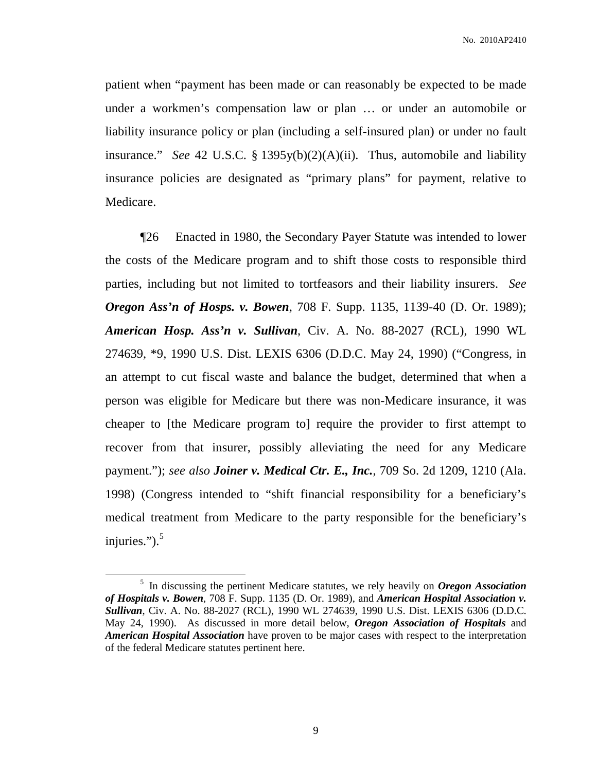patient when "payment has been made or can reasonably be expected to be made under a workmen's compensation law or plan … or under an automobile or liability insurance policy or plan (including a self-insured plan) or under no fault insurance." *See* 42 U.S.C. § 1395y(b)(2)(A)(ii). Thus, automobile and liability insurance policies are designated as "primary plans" for payment, relative to Medicare.

¶26 Enacted in 1980, the Secondary Payer Statute was intended to lower the costs of the Medicare program and to shift those costs to responsible third parties, including but not limited to tortfeasors and their liability insurers. *See* ***Oregon Ass'n of Hosps. v. Bowen***, 708 F. Supp. 1135, 1139-40 (D. Or. 1989); ***American Hosp. Ass'n v. Sullivan***, Civ. A. No. 88-2027 (RCL), 1990 WL 274639, *9, 1990 U.S. Dist. LEXIS 6306 (D.D.C. May 24, 1990) ("Congress, in an attempt to cut fiscal waste and balance the budget, determined that when a person was eligible for Medicare but there was non-Medicare insurance, it was cheaper to [the Medicare program to] require the provider to first attempt to recover from that insurer, possibly alleviating the need for any Medicare payment."); *see also* ***Joiner v. Medical Ctr. E., Inc.***, 709 So. 2d 1209, 1210 (Ala. 1998) (Congress intended to "shift financial responsibility for a beneficiary's medical treatment from Medicare to the party responsible for the beneficiary's injuries.").[5]

[5] In discussing the pertinent Medicare statutes, we rely heavily on ***Oregon Association of Hospitals v. Bowen***, 708 F. Supp. 1135 (D. Or. 1989), and ***American Hospital Association v. Sullivan***, Civ. A. No. 88-2027 (RCL), 1990 WL 274639, 1990 U.S. Dist. LEXIS 6306 (D.D.C. May 24, 1990). As discussed in more detail below, ***Oregon Association of Hospitals*** and ***American Hospital Association*** have proven to be major cases with respect to the interpretation of the federal Medicare statutes pertinent here.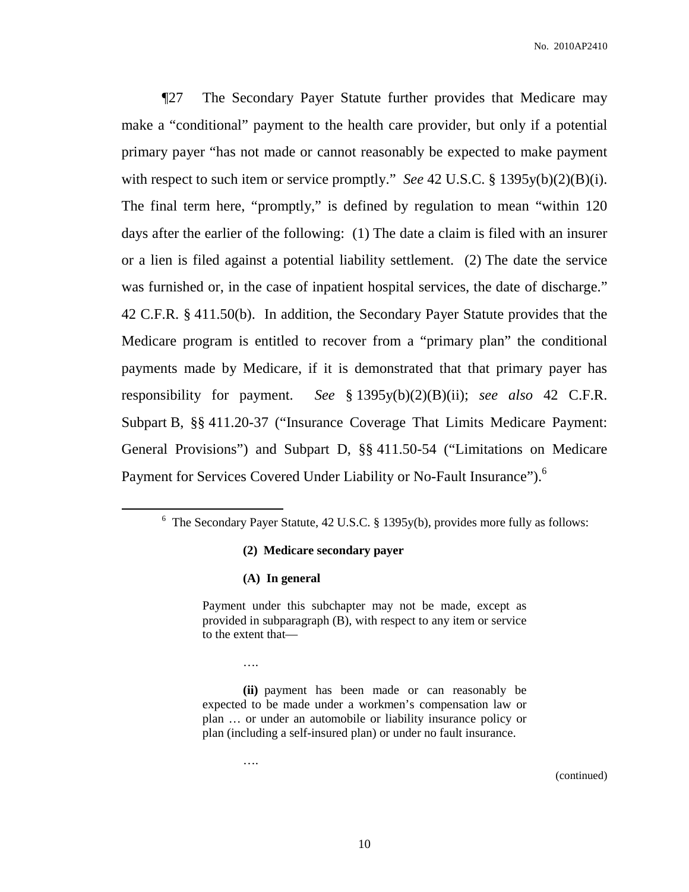¶27 The Secondary Payer Statute further provides that Medicare may make a "conditional" payment to the health care provider, but only if a potential primary payer "has not made or cannot reasonably be expected to make payment with respect to such item or service promptly." *See* 42 U.S.C. § 1395y(b)(2)(B)(i). The final term here, "promptly," is defined by regulation to mean "within 120 days after the earlier of the following: (1) The date a claim is filed with an insurer or a lien is filed against a potential liability settlement. (2) The date the service was furnished or, in the case of inpatient hospital services, the date of discharge." 42 C.F.R. § 411.50(b). In addition, the Secondary Payer Statute provides that the Medicare program is entitled to recover from a "primary plan" the conditional payments made by Medicare, if it is demonstrated that that primary payer has responsibility for payment. *See* § 1395y(b)(2)(B)(ii); *see also* 42 C.F.R. Subpart B, §§ 411.20-37 ("Insurance Coverage That Limits Medicare Payment: General Provisions") and Subpart D, §§ 411.50-54 ("Limitations on Medicare Payment for Services Covered Under Liability or No-Fault Insurance").[6]

---

[6] The Secondary Payer Statute, 42 U.S.C. § 1395y(b), provides more fully as follows:

> **(2) Medicare secondary payer**
>
> **(A) In general**
>
> Payment under this subchapter may not be made, except as provided in subparagraph (B), with respect to any item or service to the extent that—
>
> ….
>
> **(ii)** payment has been made or can reasonably be expected to be made under a workmen's compensation law or plan … or under an automobile or liability insurance policy or plan (including a self-insured plan) or under no fault insurance.
>
> ….

(continued)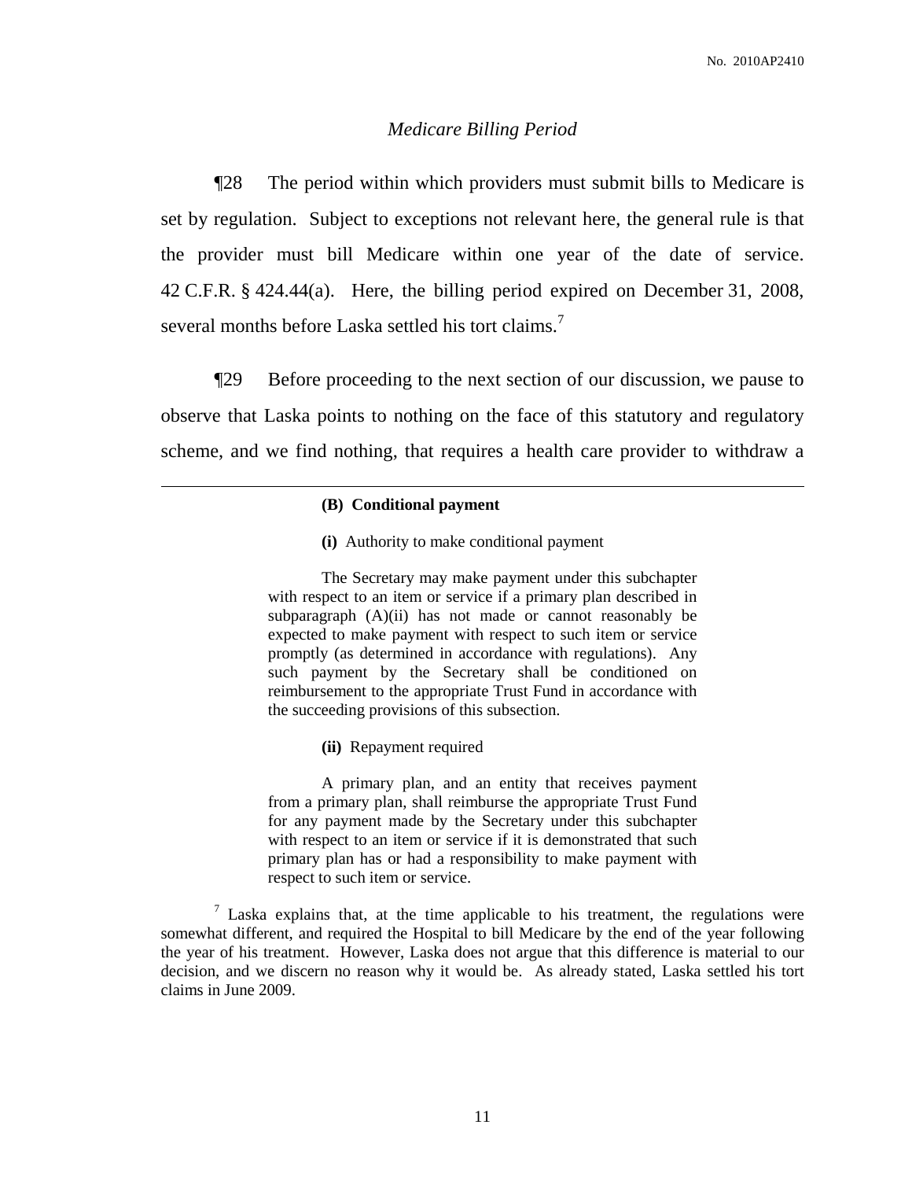*Medicare Billing Period*

¶28 The period within which providers must submit bills to Medicare is set by regulation. Subject to exceptions not relevant here, the general rule is that the provider must bill Medicare within one year of the date of service. 42 C.F.R. § 424.44(a). Here, the billing period expired on December 31, 2008, several months before Laska settled his tort claims.[7]

¶29 Before proceeding to the next section of our discussion, we pause to observe that Laska points to nothing on the face of this statutory and regulatory scheme, and we find nothing, that requires a health care provider to withdraw a

---

> **(B) Conditional payment**
>
> **(i)** Authority to make conditional payment
>
> The Secretary may make payment under this subchapter with respect to an item or service if a primary plan described in subparagraph (A)(ii) has not made or cannot reasonably be expected to make payment with respect to such item or service promptly (as determined in accordance with regulations). Any such payment by the Secretary shall be conditioned on reimbursement to the appropriate Trust Fund in accordance with the succeeding provisions of this subsection.
>
> **(ii)** Repayment required
>
> A primary plan, and an entity that receives payment from a primary plan, shall reimburse the appropriate Trust Fund for any payment made by the Secretary under this subchapter with respect to an item or service if it is demonstrated that such primary plan has or had a responsibility to make payment with respect to such item or service.

[7] Laska explains that, at the time applicable to his treatment, the regulations were somewhat different, and required the Hospital to bill Medicare by the end of the year following the year of his treatment. However, Laska does not argue that this difference is material to our decision, and we discern no reason why it would be. As already stated, Laska settled his tort claims in June 2009.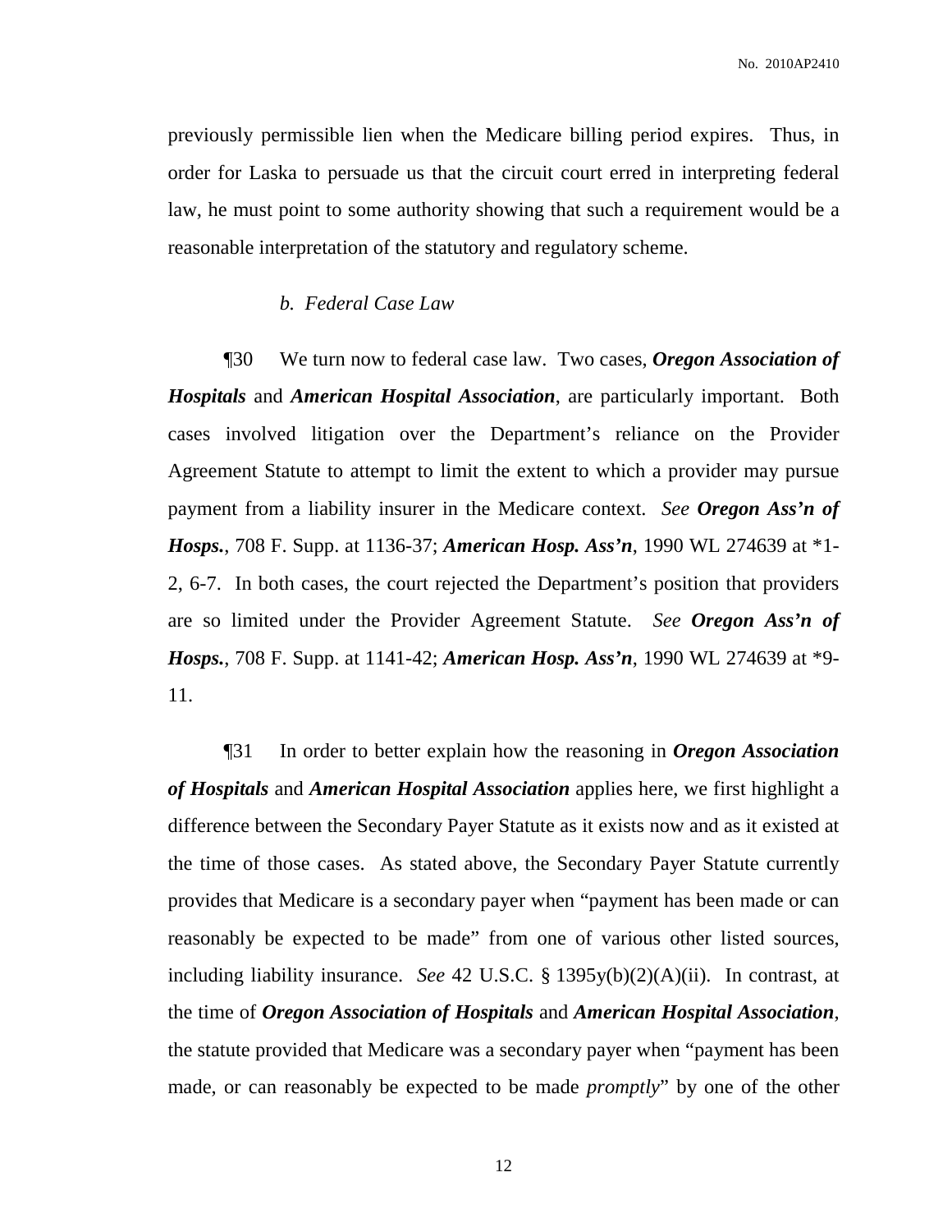previously permissible lien when the Medicare billing period expires. Thus, in order for Laska to persuade us that the circuit court erred in interpreting federal law, he must point to some authority showing that such a requirement would be a reasonable interpretation of the statutory and regulatory scheme.

*b. Federal Case Law*

¶30 We turn now to federal case law. Two cases, ***Oregon Association of Hospitals*** and ***American Hospital Association***, are particularly important. Both cases involved litigation over the Department's reliance on the Provider Agreement Statute to attempt to limit the extent to which a provider may pursue payment from a liability insurer in the Medicare context. *See* ***Oregon Ass'n of Hosps.***, 708 F. Supp. at 1136-37; ***American Hosp. Ass'n***, 1990 WL 274639 at *1-2, 6-7. In both cases, the court rejected the Department's position that providers are so limited under the Provider Agreement Statute. *See* ***Oregon Ass'n of Hosps.***, 708 F. Supp. at 1141-42; ***American Hosp. Ass'n***, 1990 WL 274639 at *9-11.

¶31 In order to better explain how the reasoning in ***Oregon Association of Hospitals*** and ***American Hospital Association*** applies here, we first highlight a difference between the Secondary Payer Statute as it exists now and as it existed at the time of those cases. As stated above, the Secondary Payer Statute currently provides that Medicare is a secondary payer when "payment has been made or can reasonably be expected to be made" from one of various other listed sources, including liability insurance. *See* 42 U.S.C. § 1395y(b)(2)(A)(ii). In contrast, at the time of ***Oregon Association of Hospitals*** and ***American Hospital Association***, the statute provided that Medicare was a secondary payer when "payment has been made, or can reasonably be expected to be made *promptly*" by one of the other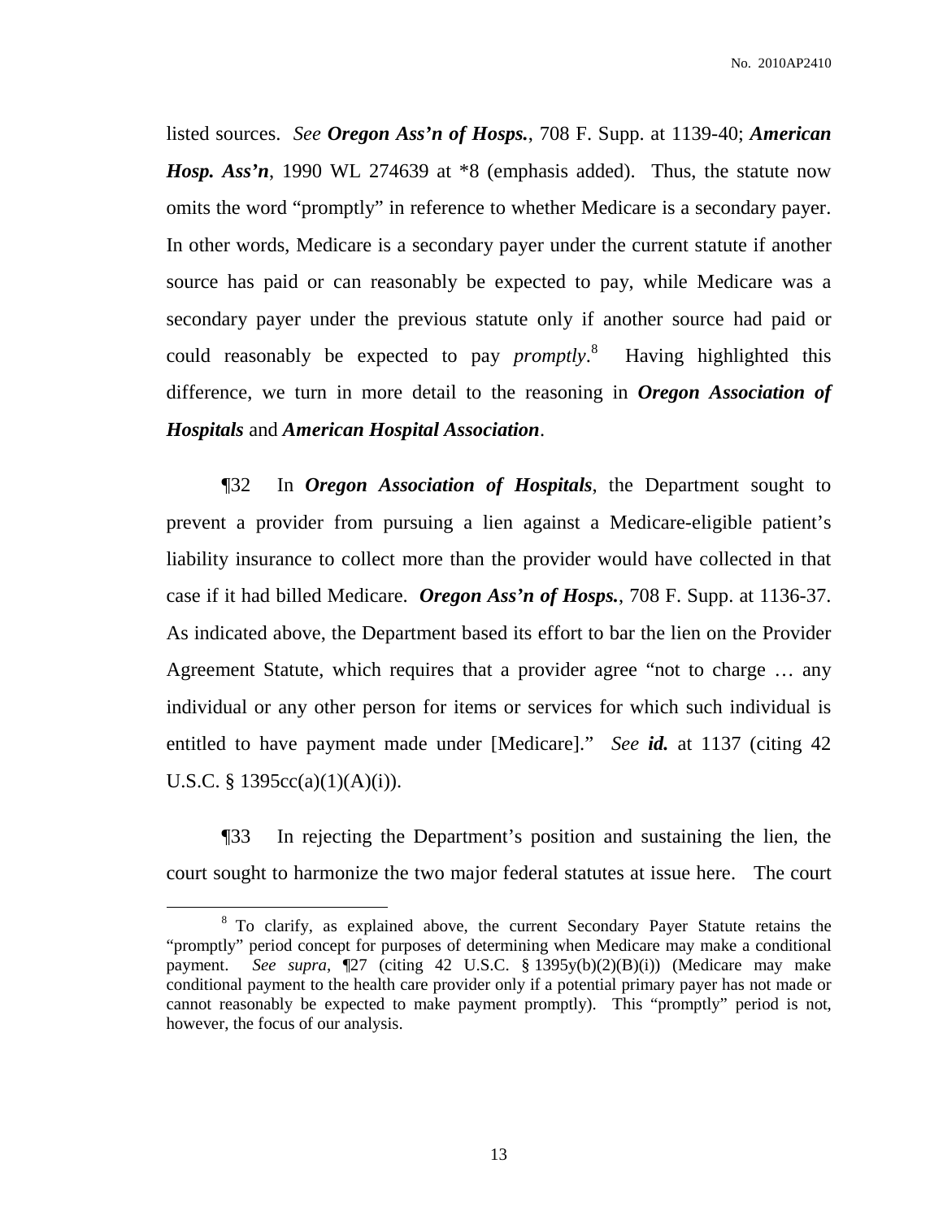listed sources. *See* ***Oregon Ass'n of Hosps.***, 708 F. Supp. at 1139-40; ***American Hosp. Ass'n***, 1990 WL 274639 at *8 (emphasis added). Thus, the statute now omits the word "promptly" in reference to whether Medicare is a secondary payer. In other words, Medicare is a secondary payer under the current statute if another source has paid or can reasonably be expected to pay, while Medicare was a secondary payer under the previous statute only if another source had paid or could reasonably be expected to pay *promptly*.[8] Having highlighted this difference, we turn in more detail to the reasoning in ***Oregon Association of Hospitals*** and ***American Hospital Association***.

¶32 In ***Oregon Association of Hospitals***, the Department sought to prevent a provider from pursuing a lien against a Medicare-eligible patient's liability insurance to collect more than the provider would have collected in that case if it had billed Medicare. ***Oregon Ass'n of Hosps.***, 708 F. Supp. at 1136-37. As indicated above, the Department based its effort to bar the lien on the Provider Agreement Statute, which requires that a provider agree "not to charge … any individual or any other person for items or services for which such individual is entitled to have payment made under [Medicare]." *See* ***id.*** at 1137 (citing 42 U.S.C. § 1395cc(a)(1)(A)(i)).

¶33 In rejecting the Department's position and sustaining the lien, the court sought to harmonize the two major federal statutes at issue here. The court

[8] To clarify, as explained above, the current Secondary Payer Statute retains the "promptly" period concept for purposes of determining when Medicare may make a conditional payment. *See supra*, ¶27 (citing 42 U.S.C. § 1395y(b)(2)(B)(i)) (Medicare may make conditional payment to the health care provider only if a potential primary payer has not made or cannot reasonably be expected to make payment promptly). This "promptly" period is not, however, the focus of our analysis.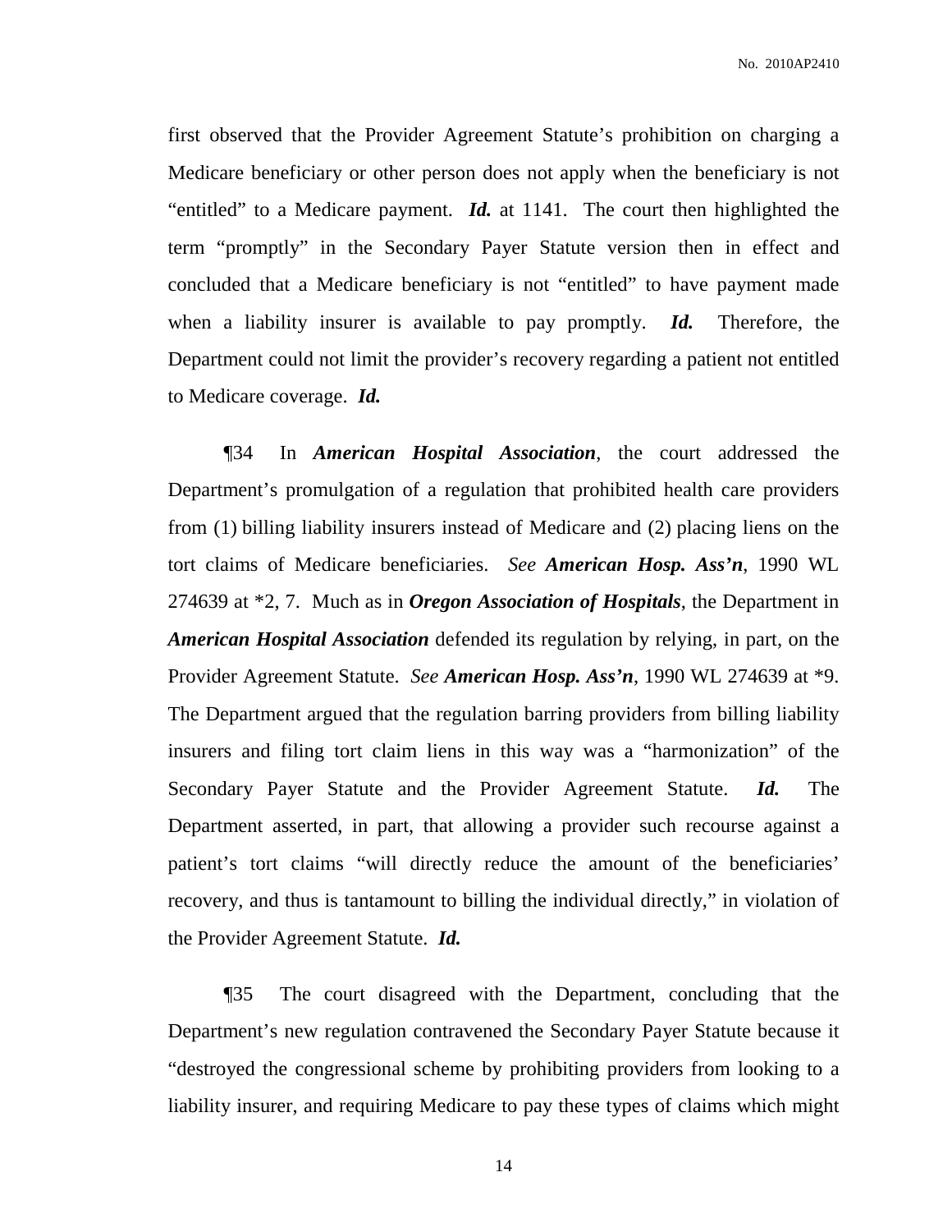first observed that the Provider Agreement Statute's prohibition on charging a Medicare beneficiary or other person does not apply when the beneficiary is not "entitled" to a Medicare payment. ***Id.*** at 1141. The court then highlighted the term "promptly" in the Secondary Payer Statute version then in effect and concluded that a Medicare beneficiary is not "entitled" to have payment made when a liability insurer is available to pay promptly. ***Id.*** Therefore, the Department could not limit the provider's recovery regarding a patient not entitled to Medicare coverage. ***Id.***

¶34 In ***American Hospital Association***, the court addressed the Department's promulgation of a regulation that prohibited health care providers from (1) billing liability insurers instead of Medicare and (2) placing liens on the tort claims of Medicare beneficiaries. *See* ***American Hosp. Ass'n***, 1990 WL 274639 at *2, 7. Much as in ***Oregon Association of Hospitals***, the Department in ***American Hospital Association*** defended its regulation by relying, in part, on the Provider Agreement Statute. *See* ***American Hosp. Ass'n***, 1990 WL 274639 at *9. The Department argued that the regulation barring providers from billing liability insurers and filing tort claim liens in this way was a "harmonization" of the Secondary Payer Statute and the Provider Agreement Statute. ***Id.*** The Department asserted, in part, that allowing a provider such recourse against a patient's tort claims "will directly reduce the amount of the beneficiaries' recovery, and thus is tantamount to billing the individual directly," in violation of the Provider Agreement Statute. ***Id.***

¶35 The court disagreed with the Department, concluding that the Department's new regulation contravened the Secondary Payer Statute because it "destroyed the congressional scheme by prohibiting providers from looking to a liability insurer, and requiring Medicare to pay these types of claims which might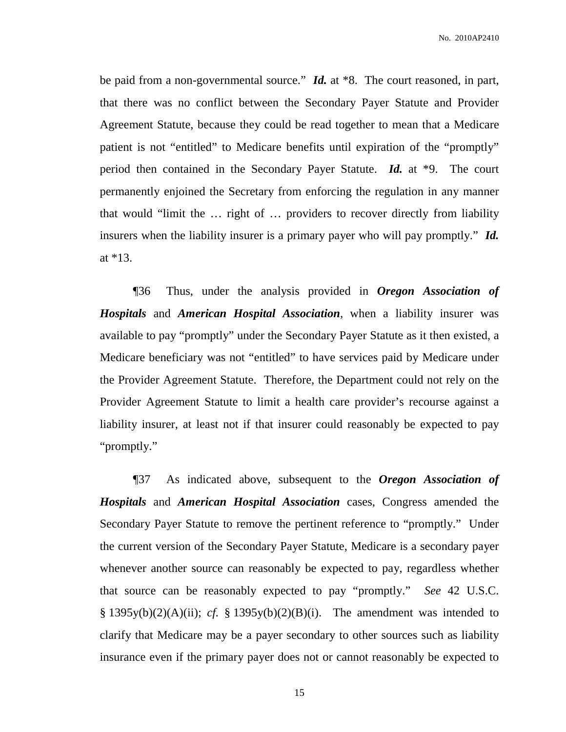be paid from a non-governmental source." ***Id.*** at *8. The court reasoned, in part, that there was no conflict between the Secondary Payer Statute and Provider Agreement Statute, because they could be read together to mean that a Medicare patient is not "entitled" to Medicare benefits until expiration of the "promptly" period then contained in the Secondary Payer Statute. ***Id.*** at *9. The court permanently enjoined the Secretary from enforcing the regulation in any manner that would "limit the … right of … providers to recover directly from liability insurers when the liability insurer is a primary payer who will pay promptly." ***Id.*** at *13.

¶36 Thus, under the analysis provided in ***Oregon Association of Hospitals*** and ***American Hospital Association***, when a liability insurer was available to pay "promptly" under the Secondary Payer Statute as it then existed, a Medicare beneficiary was not "entitled" to have services paid by Medicare under the Provider Agreement Statute. Therefore, the Department could not rely on the Provider Agreement Statute to limit a health care provider's recourse against a liability insurer, at least not if that insurer could reasonably be expected to pay "promptly."

¶37 As indicated above, subsequent to the ***Oregon Association of Hospitals*** and ***American Hospital Association*** cases, Congress amended the Secondary Payer Statute to remove the pertinent reference to "promptly." Under the current version of the Secondary Payer Statute, Medicare is a secondary payer whenever another source can reasonably be expected to pay, regardless whether that source can be reasonably expected to pay "promptly." *See* 42 U.S.C. § 1395y(b)(2)(A)(ii); *cf.* § 1395y(b)(2)(B)(i). The amendment was intended to clarify that Medicare may be a payer secondary to other sources such as liability insurance even if the primary payer does not or cannot reasonably be expected to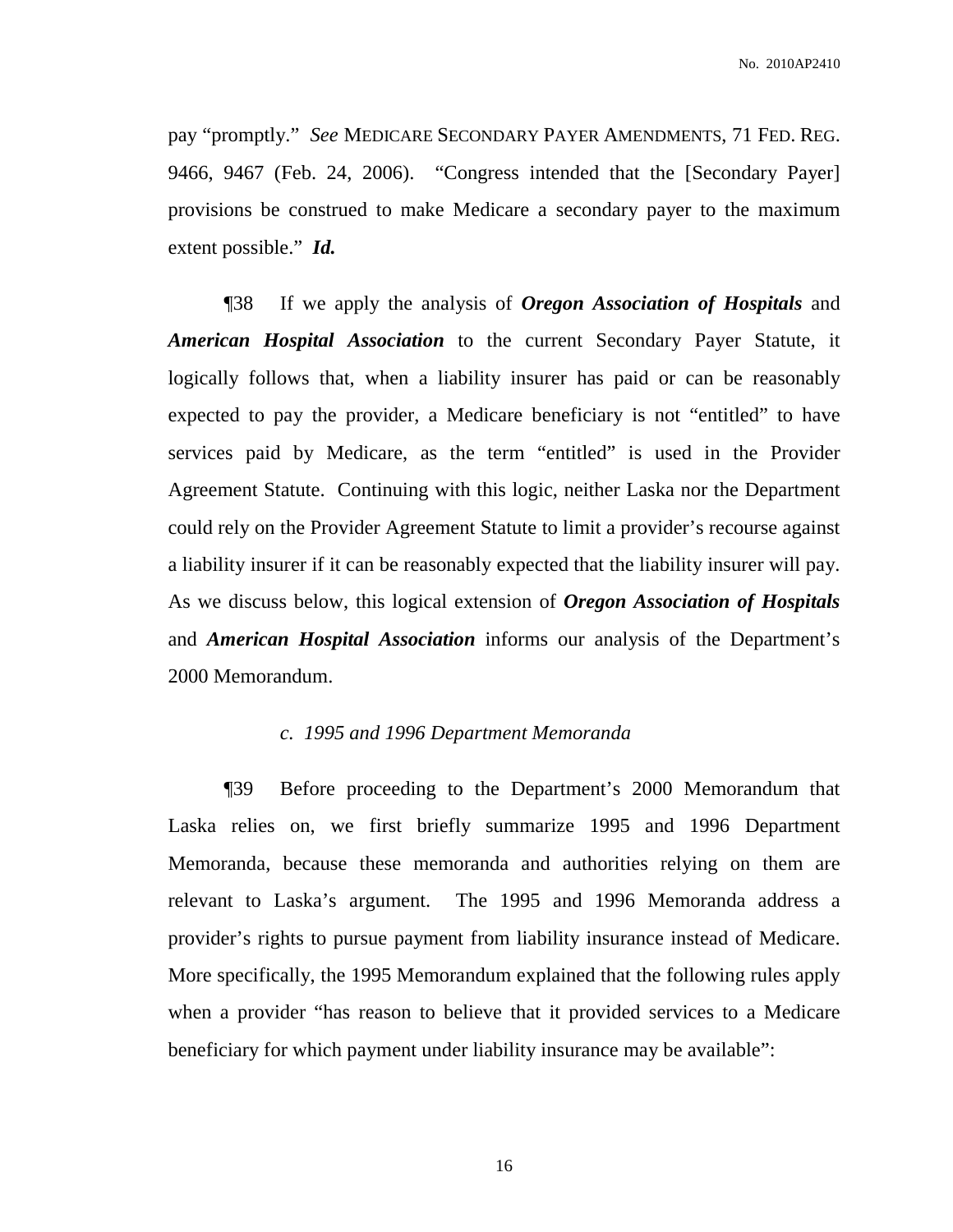pay "promptly." *See* MEDICARE SECONDARY PAYER AMENDMENTS, 71 FED. REG. 9466, 9467 (Feb. 24, 2006). "Congress intended that the [Secondary Payer] provisions be construed to make Medicare a secondary payer to the maximum extent possible." ***Id.***

¶38 If we apply the analysis of ***Oregon Association of Hospitals*** and ***American Hospital Association*** to the current Secondary Payer Statute, it logically follows that, when a liability insurer has paid or can be reasonably expected to pay the provider, a Medicare beneficiary is not "entitled" to have services paid by Medicare, as the term "entitled" is used in the Provider Agreement Statute. Continuing with this logic, neither Laska nor the Department could rely on the Provider Agreement Statute to limit a provider's recourse against a liability insurer if it can be reasonably expected that the liability insurer will pay. As we discuss below, this logical extension of ***Oregon Association of Hospitals*** and ***American Hospital Association*** informs our analysis of the Department's 2000 Memorandum.

*c. 1995 and 1996 Department Memoranda*

¶39 Before proceeding to the Department's 2000 Memorandum that Laska relies on, we first briefly summarize 1995 and 1996 Department Memoranda, because these memoranda and authorities relying on them are relevant to Laska's argument. The 1995 and 1996 Memoranda address a provider's rights to pursue payment from liability insurance instead of Medicare. More specifically, the 1995 Memorandum explained that the following rules apply when a provider "has reason to believe that it provided services to a Medicare beneficiary for which payment under liability insurance may be available":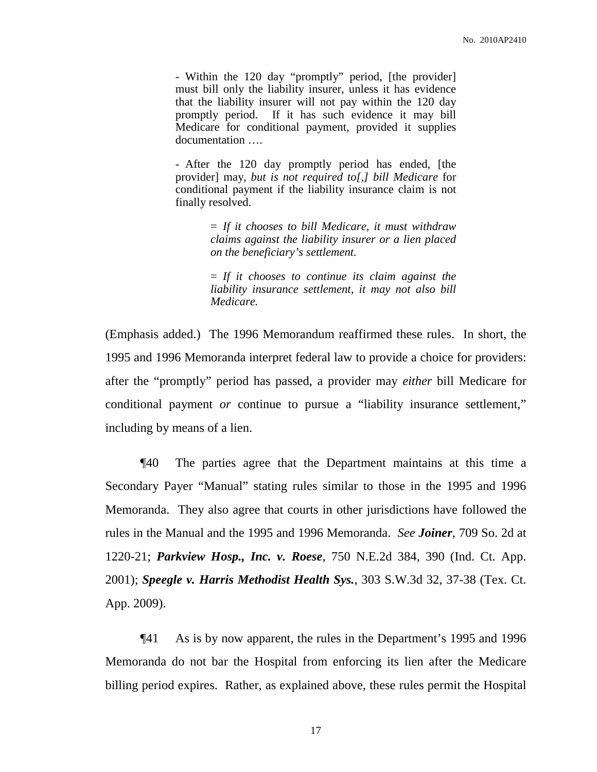> - Within the 120 day "promptly" period, [the provider] must bill only the liability insurer, unless it has evidence that the liability insurer will not pay within the 120 day promptly period. If it has such evidence it may bill Medicare for conditional payment, provided it supplies documentation ….
>
> - After the 120 day promptly period has ended, [the provider] may, *but is not required to[,] bill Medicare* for conditional payment if the liability insurance claim is not finally resolved.
>
> > = *If it chooses to bill Medicare, it must withdraw claims against the liability insurer or a lien placed on the beneficiary's settlement.*
> >
> > = *If it chooses to continue its claim against the liability insurance settlement, it may not also bill Medicare.*

(Emphasis added.) The 1996 Memorandum reaffirmed these rules. In short, the 1995 and 1996 Memoranda interpret federal law to provide a choice for providers: after the "promptly" period has passed, a provider may *either* bill Medicare for conditional payment *or* continue to pursue a "liability insurance settlement," including by means of a lien.

¶40 The parties agree that the Department maintains at this time a Secondary Payer "Manual" stating rules similar to those in the 1995 and 1996 Memoranda. They also agree that courts in other jurisdictions have followed the rules in the Manual and the 1995 and 1996 Memoranda. *See* ***Joiner***, 709 So. 2d at 1220-21; ***Parkview Hosp., Inc. v. Roese***, 750 N.E.2d 384, 390 (Ind. Ct. App. 2001); ***Speegle v. Harris Methodist Health Sys.***, 303 S.W.3d 32, 37-38 (Tex. Ct. App. 2009).

¶41 As is by now apparent, the rules in the Department's 1995 and 1996 Memoranda do not bar the Hospital from enforcing its lien after the Medicare billing period expires. Rather, as explained above, these rules permit the Hospital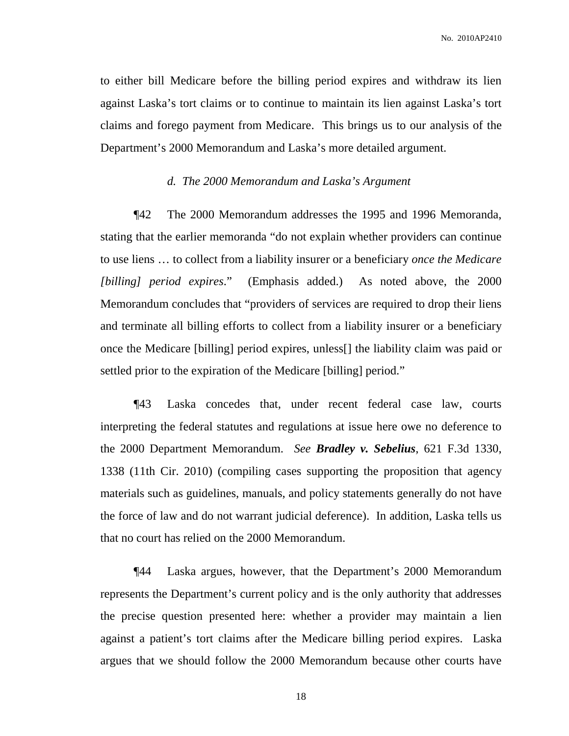to either bill Medicare before the billing period expires and withdraw its lien against Laska's tort claims or to continue to maintain its lien against Laska's tort claims and forego payment from Medicare. This brings us to our analysis of the Department's 2000 Memorandum and Laska's more detailed argument.

### *d. The 2000 Memorandum and Laska's Argument*

¶42 The 2000 Memorandum addresses the 1995 and 1996 Memoranda, stating that the earlier memoranda "do not explain whether providers can continue to use liens … to collect from a liability insurer or a beneficiary *once the Medicare [billing] period expires*." (Emphasis added.) As noted above, the 2000 Memorandum concludes that "providers of services are required to drop their liens and terminate all billing efforts to collect from a liability insurer or a beneficiary once the Medicare [billing] period expires, unless[] the liability claim was paid or settled prior to the expiration of the Medicare [billing] period."

¶43 Laska concedes that, under recent federal case law, courts interpreting the federal statutes and regulations at issue here owe no deference to the 2000 Department Memorandum. *See* ***Bradley v. Sebelius***, 621 F.3d 1330, 1338 (11th Cir. 2010) (compiling cases supporting the proposition that agency materials such as guidelines, manuals, and policy statements generally do not have the force of law and do not warrant judicial deference). In addition, Laska tells us that no court has relied on the 2000 Memorandum.

¶44 Laska argues, however, that the Department's 2000 Memorandum represents the Department's current policy and is the only authority that addresses the precise question presented here: whether a provider may maintain a lien against a patient's tort claims after the Medicare billing period expires. Laska argues that we should follow the 2000 Memorandum because other courts have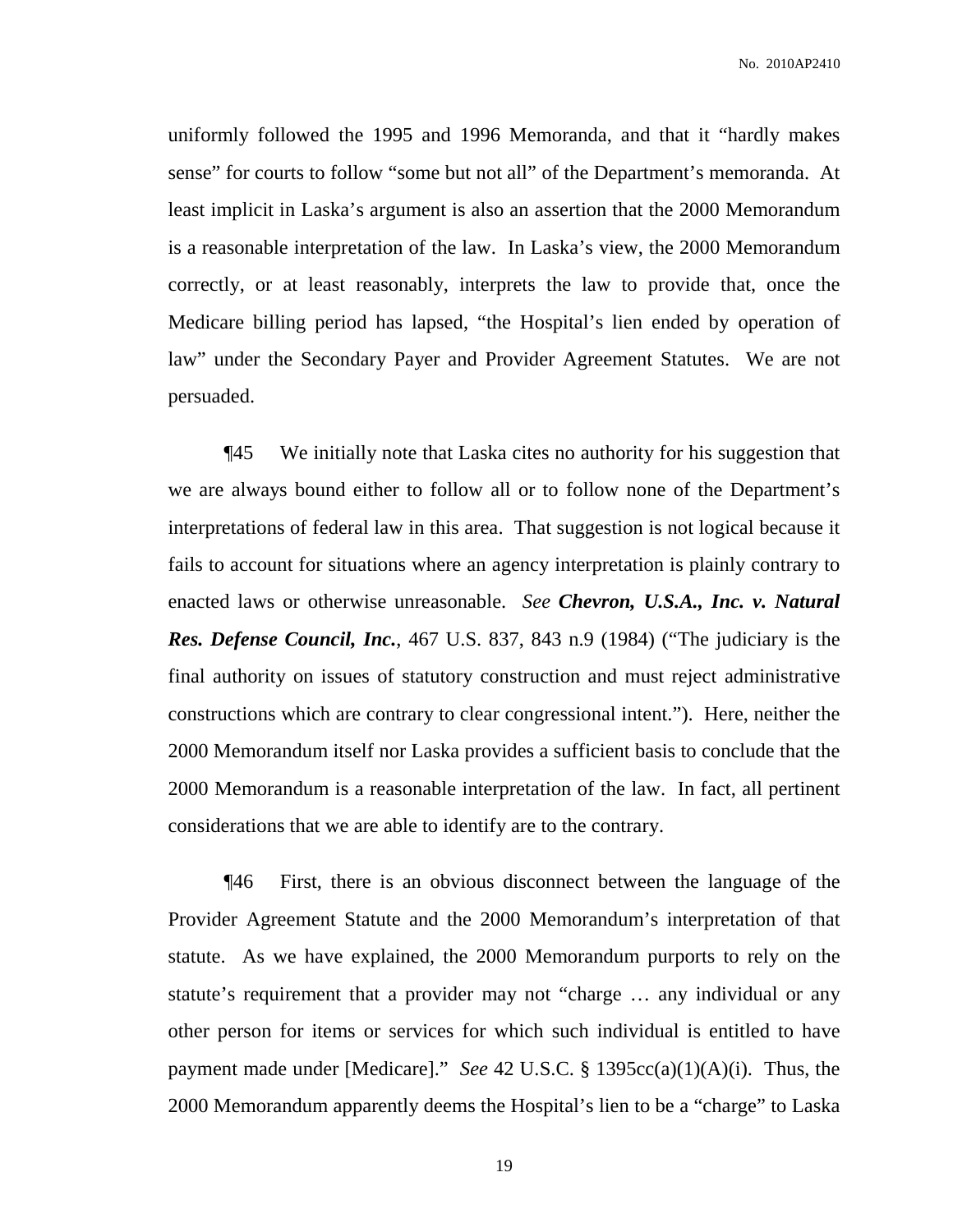uniformly followed the 1995 and 1996 Memoranda, and that it "hardly makes sense" for courts to follow "some but not all" of the Department's memoranda. At least implicit in Laska's argument is also an assertion that the 2000 Memorandum is a reasonable interpretation of the law. In Laska's view, the 2000 Memorandum correctly, or at least reasonably, interprets the law to provide that, once the Medicare billing period has lapsed, "the Hospital's lien ended by operation of law" under the Secondary Payer and Provider Agreement Statutes. We are not persuaded.

¶45 We initially note that Laska cites no authority for his suggestion that we are always bound either to follow all or to follow none of the Department's interpretations of federal law in this area. That suggestion is not logical because it fails to account for situations where an agency interpretation is plainly contrary to enacted laws or otherwise unreasonable. *See* ***Chevron, U.S.A., Inc. v. Natural Res. Defense Council, Inc.***, 467 U.S. 837, 843 n.9 (1984) ("The judiciary is the final authority on issues of statutory construction and must reject administrative constructions which are contrary to clear congressional intent."). Here, neither the 2000 Memorandum itself nor Laska provides a sufficient basis to conclude that the 2000 Memorandum is a reasonable interpretation of the law. In fact, all pertinent considerations that we are able to identify are to the contrary.

¶46 First, there is an obvious disconnect between the language of the Provider Agreement Statute and the 2000 Memorandum's interpretation of that statute. As we have explained, the 2000 Memorandum purports to rely on the statute's requirement that a provider may not "charge … any individual or any other person for items or services for which such individual is entitled to have payment made under [Medicare]." *See* 42 U.S.C. § 1395cc(a)(1)(A)(i). Thus, the 2000 Memorandum apparently deems the Hospital's lien to be a "charge" to Laska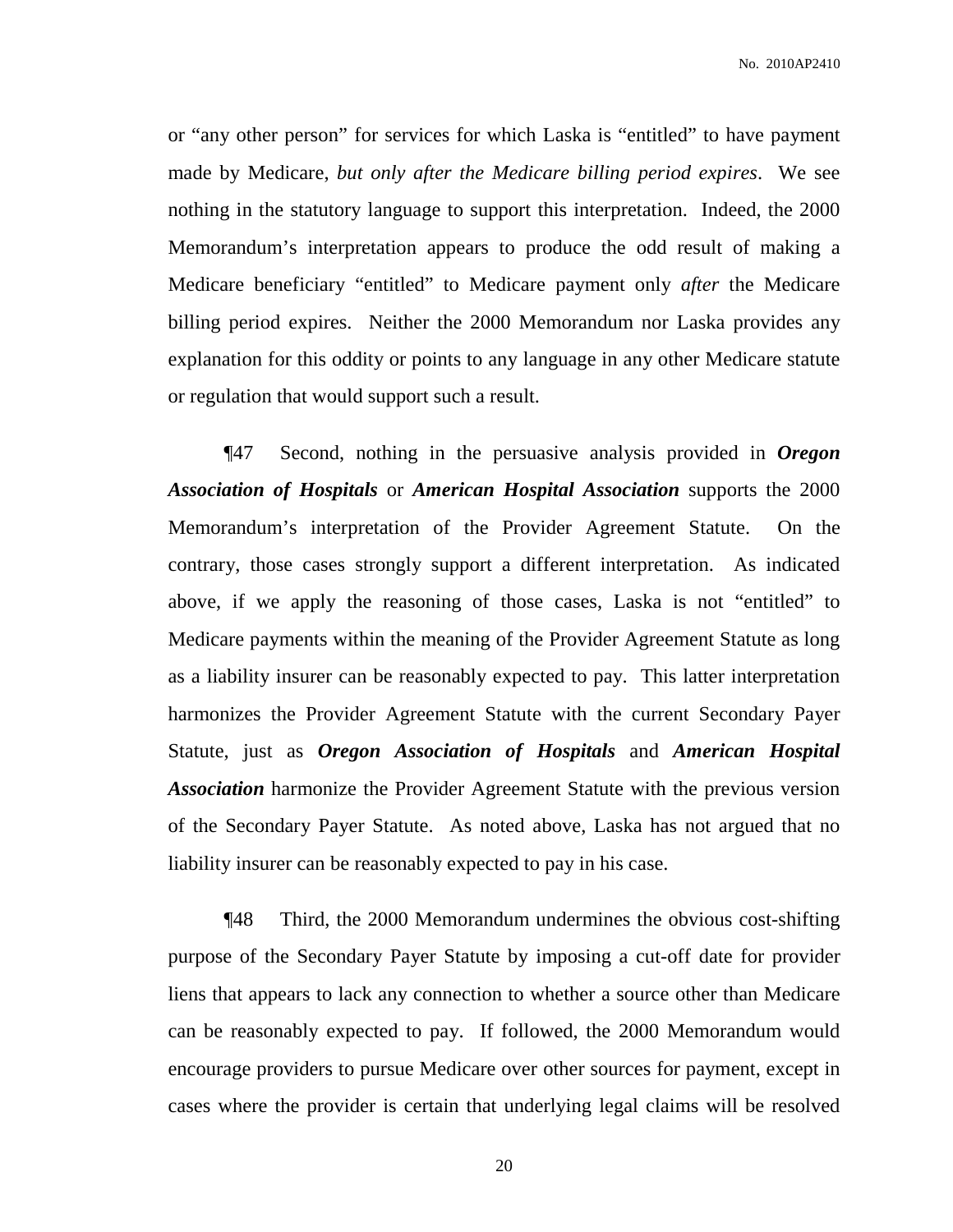or "any other person" for services for which Laska is "entitled" to have payment made by Medicare, *but only after the Medicare billing period expires*. We see nothing in the statutory language to support this interpretation. Indeed, the 2000 Memorandum's interpretation appears to produce the odd result of making a Medicare beneficiary "entitled" to Medicare payment only *after* the Medicare billing period expires. Neither the 2000 Memorandum nor Laska provides any explanation for this oddity or points to any language in any other Medicare statute or regulation that would support such a result.

¶47 Second, nothing in the persuasive analysis provided in ***Oregon Association of Hospitals*** or ***American Hospital Association*** supports the 2000 Memorandum's interpretation of the Provider Agreement Statute. On the contrary, those cases strongly support a different interpretation. As indicated above, if we apply the reasoning of those cases, Laska is not "entitled" to Medicare payments within the meaning of the Provider Agreement Statute as long as a liability insurer can be reasonably expected to pay. This latter interpretation harmonizes the Provider Agreement Statute with the current Secondary Payer Statute, just as ***Oregon Association of Hospitals*** and ***American Hospital Association*** harmonize the Provider Agreement Statute with the previous version of the Secondary Payer Statute. As noted above, Laska has not argued that no liability insurer can be reasonably expected to pay in his case.

¶48 Third, the 2000 Memorandum undermines the obvious cost-shifting purpose of the Secondary Payer Statute by imposing a cut-off date for provider liens that appears to lack any connection to whether a source other than Medicare can be reasonably expected to pay. If followed, the 2000 Memorandum would encourage providers to pursue Medicare over other sources for payment, except in cases where the provider is certain that underlying legal claims will be resolved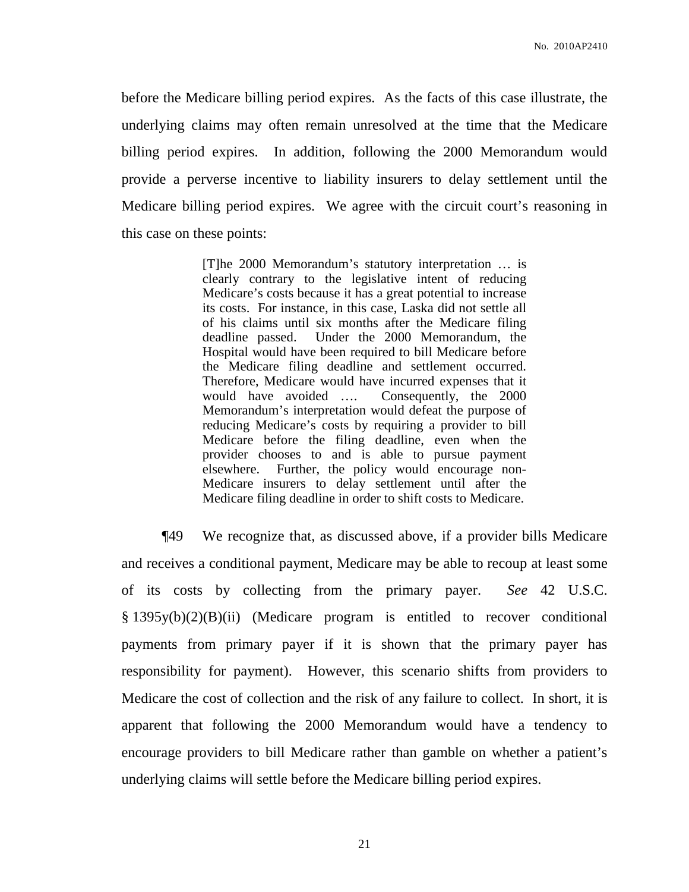before the Medicare billing period expires. As the facts of this case illustrate, the underlying claims may often remain unresolved at the time that the Medicare billing period expires. In addition, following the 2000 Memorandum would provide a perverse incentive to liability insurers to delay settlement until the Medicare billing period expires. We agree with the circuit court's reasoning in this case on these points:

> [T]he 2000 Memorandum's statutory interpretation … is clearly contrary to the legislative intent of reducing Medicare's costs because it has a great potential to increase its costs. For instance, in this case, Laska did not settle all of his claims until six months after the Medicare filing deadline passed. Under the 2000 Memorandum, the Hospital would have been required to bill Medicare before the Medicare filing deadline and settlement occurred. Therefore, Medicare would have incurred expenses that it would have avoided …. Consequently, the 2000 Memorandum's interpretation would defeat the purpose of reducing Medicare's costs by requiring a provider to bill Medicare before the filing deadline, even when the provider chooses to and is able to pursue payment elsewhere. Further, the policy would encourage non-Medicare insurers to delay settlement until after the Medicare filing deadline in order to shift costs to Medicare.

¶49 We recognize that, as discussed above, if a provider bills Medicare and receives a conditional payment, Medicare may be able to recoup at least some of its costs by collecting from the primary payer. *See* 42 U.S.C. § 1395y(b)(2)(B)(ii) (Medicare program is entitled to recover conditional payments from primary payer if it is shown that the primary payer has responsibility for payment). However, this scenario shifts from providers to Medicare the cost of collection and the risk of any failure to collect. In short, it is apparent that following the 2000 Memorandum would have a tendency to encourage providers to bill Medicare rather than gamble on whether a patient's underlying claims will settle before the Medicare billing period expires.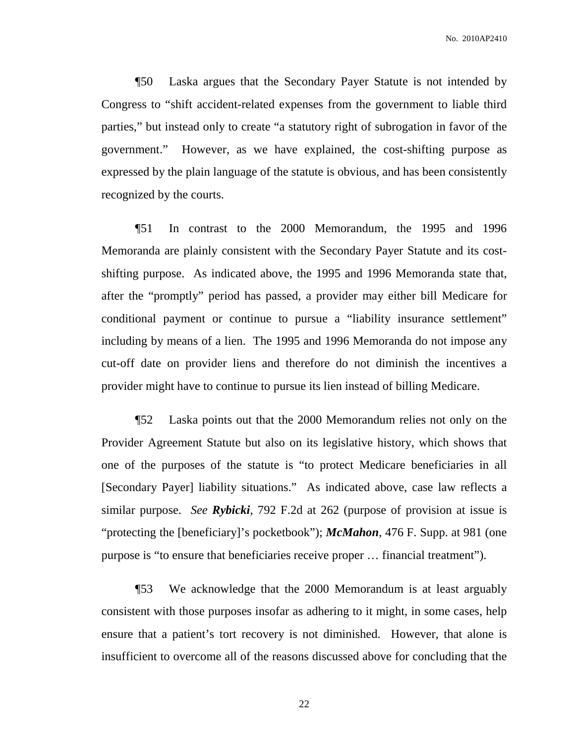¶50 Laska argues that the Secondary Payer Statute is not intended by Congress to "shift accident-related expenses from the government to liable third parties," but instead only to create "a statutory right of subrogation in favor of the government." However, as we have explained, the cost-shifting purpose as expressed by the plain language of the statute is obvious, and has been consistently recognized by the courts.

¶51 In contrast to the 2000 Memorandum, the 1995 and 1996 Memoranda are plainly consistent with the Secondary Payer Statute and its cost-shifting purpose. As indicated above, the 1995 and 1996 Memoranda state that, after the "promptly" period has passed, a provider may either bill Medicare for conditional payment or continue to pursue a "liability insurance settlement" including by means of a lien. The 1995 and 1996 Memoranda do not impose any cut-off date on provider liens and therefore do not diminish the incentives a provider might have to continue to pursue its lien instead of billing Medicare.

¶52 Laska points out that the 2000 Memorandum relies not only on the Provider Agreement Statute but also on its legislative history, which shows that one of the purposes of the statute is "to protect Medicare beneficiaries in all [Secondary Payer] liability situations." As indicated above, case law reflects a similar purpose. *See* ***Rybicki***, 792 F.2d at 262 (purpose of provision at issue is "protecting the [beneficiary]'s pocketbook"); ***McMahon***, 476 F. Supp. at 981 (one purpose is "to ensure that beneficiaries receive proper … financial treatment").

¶53 We acknowledge that the 2000 Memorandum is at least arguably consistent with those purposes insofar as adhering to it might, in some cases, help ensure that a patient's tort recovery is not diminished. However, that alone is insufficient to overcome all of the reasons discussed above for concluding that the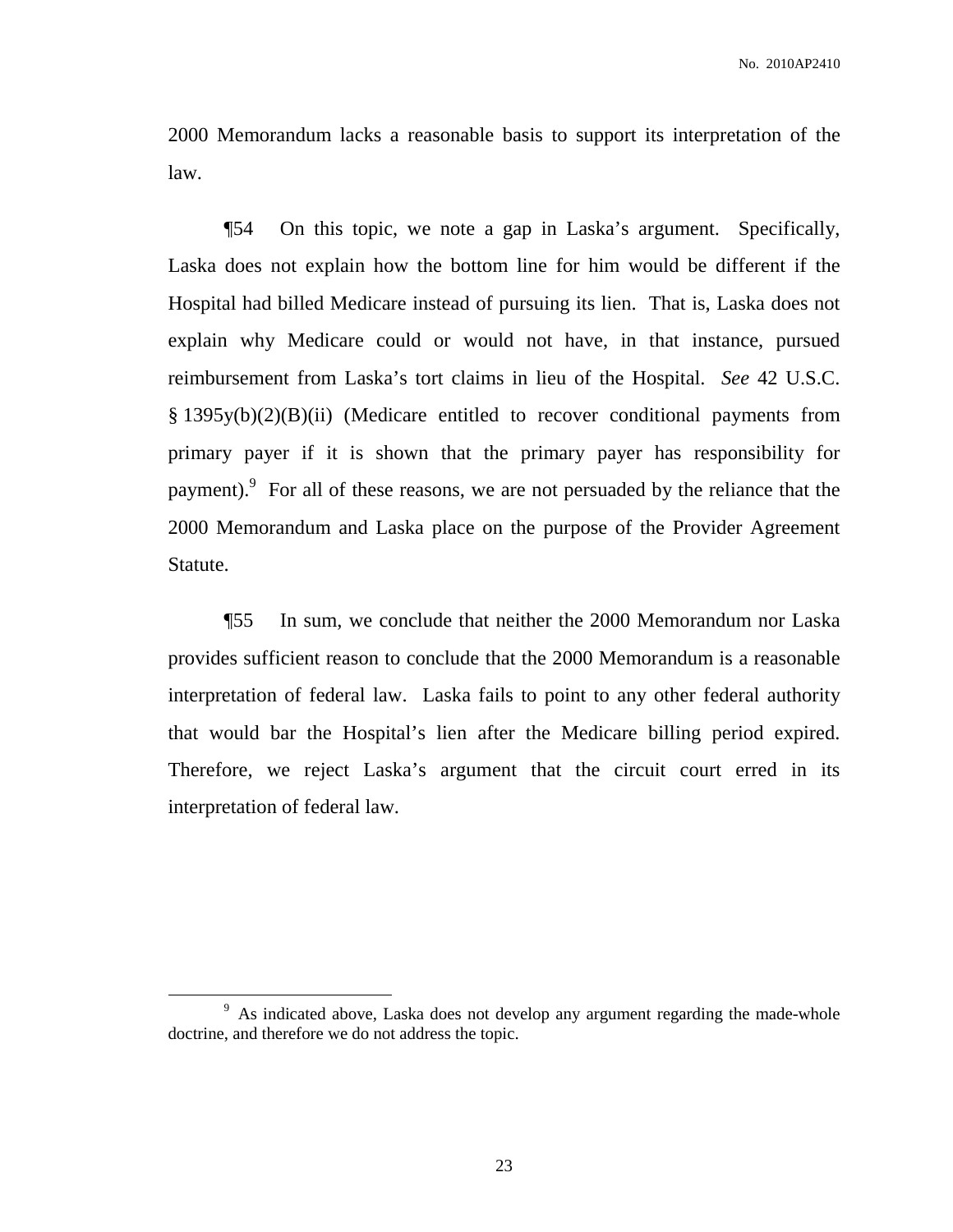2000 Memorandum lacks a reasonable basis to support its interpretation of the law.

¶54 On this topic, we note a gap in Laska's argument. Specifically, Laska does not explain how the bottom line for him would be different if the Hospital had billed Medicare instead of pursuing its lien. That is, Laska does not explain why Medicare could or would not have, in that instance, pursued reimbursement from Laska's tort claims in lieu of the Hospital. *See* 42 U.S.C. § 1395y(b)(2)(B)(ii) (Medicare entitled to recover conditional payments from primary payer if it is shown that the primary payer has responsibility for payment).[9] For all of these reasons, we are not persuaded by the reliance that the 2000 Memorandum and Laska place on the purpose of the Provider Agreement Statute.

¶55 In sum, we conclude that neither the 2000 Memorandum nor Laska provides sufficient reason to conclude that the 2000 Memorandum is a reasonable interpretation of federal law. Laska fails to point to any other federal authority that would bar the Hospital's lien after the Medicare billing period expired. Therefore, we reject Laska's argument that the circuit court erred in its interpretation of federal law.

---

[9] As indicated above, Laska does not develop any argument regarding the made-whole doctrine, and therefore we do not address the topic.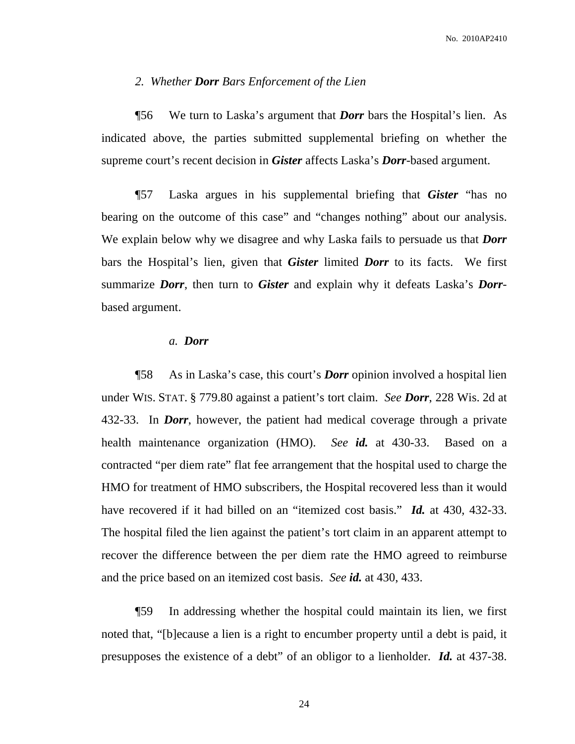### 2. *Whether **Dorr** Bars Enforcement of the Lien*

¶56 We turn to Laska's argument that ***Dorr*** bars the Hospital's lien. As indicated above, the parties submitted supplemental briefing on whether the supreme court's recent decision in ***Gister*** affects Laska's ***Dorr***-based argument.

¶57 Laska argues in his supplemental briefing that ***Gister*** "has no bearing on the outcome of this case" and "changes nothing" about our analysis. We explain below why we disagree and why Laska fails to persuade us that ***Dorr*** bars the Hospital's lien, given that ***Gister*** limited ***Dorr*** to its facts. We first summarize ***Dorr***, then turn to ***Gister*** and explain why it defeats Laska's ***Dorr***-based argument.

#### *a. **Dorr***

¶58 As in Laska's case, this court's ***Dorr*** opinion involved a hospital lien under WIS. STAT. § 779.80 against a patient's tort claim. *See* ***Dorr***, 228 Wis. 2d at 432-33. In ***Dorr***, however, the patient had medical coverage through a private health maintenance organization (HMO). *See* ***id.*** at 430-33. Based on a contracted "per diem rate" flat fee arrangement that the hospital used to charge the HMO for treatment of HMO subscribers, the Hospital recovered less than it would have recovered if it had billed on an "itemized cost basis." ***Id.*** at 430, 432-33. The hospital filed the lien against the patient's tort claim in an apparent attempt to recover the difference between the per diem rate the HMO agreed to reimburse and the price based on an itemized cost basis. *See* ***id.*** at 430, 433.

¶59 In addressing whether the hospital could maintain its lien, we first noted that, "[b]ecause a lien is a right to encumber property until a debt is paid, it presupposes the existence of a debt" of an obligor to a lienholder. ***Id.*** at 437-38.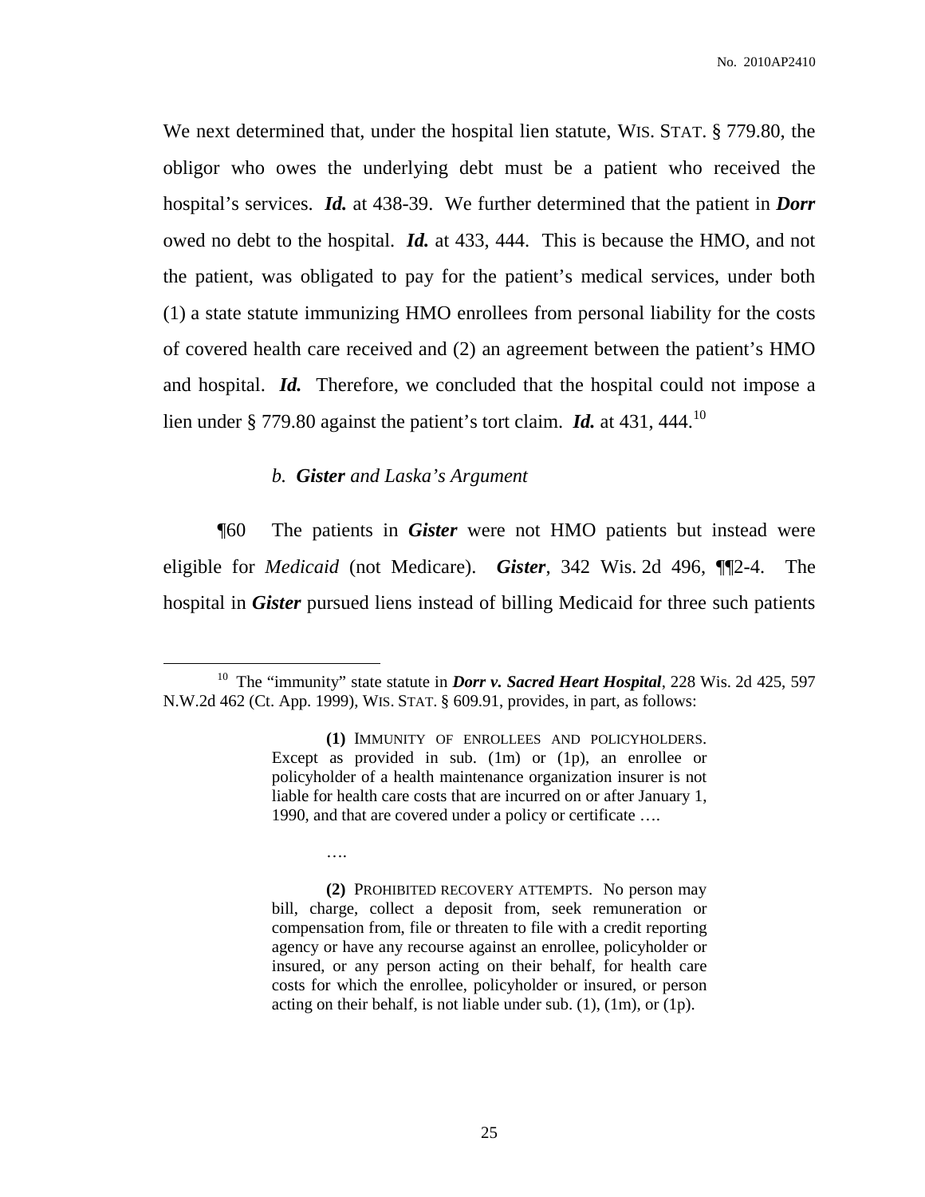We next determined that, under the hospital lien statute, WIS. STAT. § 779.80, the obligor who owes the underlying debt must be a patient who received the hospital's services. ***Id.*** at 438-39. We further determined that the patient in ***Dorr*** owed no debt to the hospital. ***Id.*** at 433, 444. This is because the HMO, and not the patient, was obligated to pay for the patient's medical services, under both (1) a state statute immunizing HMO enrollees from personal liability for the costs of covered health care received and (2) an agreement between the patient's HMO and hospital. ***Id.*** Therefore, we concluded that the hospital could not impose a lien under § 779.80 against the patient's tort claim. ***Id.*** at 431, 444.[10]

*b. **Gister** and Laska's Argument*

¶60 The patients in ***Gister*** were not HMO patients but instead were eligible for *Medicaid* (not Medicare). ***Gister***, 342 Wis. 2d 496, ¶¶2-4. The hospital in ***Gister*** pursued liens instead of billing Medicaid for three such patients

---

[10] The "immunity" state statute in ***Dorr v. Sacred Heart Hospital***, 228 Wis. 2d 425, 597 N.W.2d 462 (Ct. App. 1999), WIS. STAT. § 609.91, provides, in part, as follows:

> **(1)** IMMUNITY OF ENROLLEES AND POLICYHOLDERS. Except as provided in sub. (1m) or (1p), an enrollee or policyholder of a health maintenance organization insurer is not liable for health care costs that are incurred on or after January 1, 1990, and that are covered under a policy or certificate ….
>
> ….
>
> **(2)** PROHIBITED RECOVERY ATTEMPTS. No person may bill, charge, collect a deposit from, seek remuneration or compensation from, file or threaten to file with a credit reporting agency or have any recourse against an enrollee, policyholder or insured, or any person acting on their behalf, for health care costs for which the enrollee, policyholder or insured, or person acting on their behalf, is not liable under sub. (1), (1m), or (1p).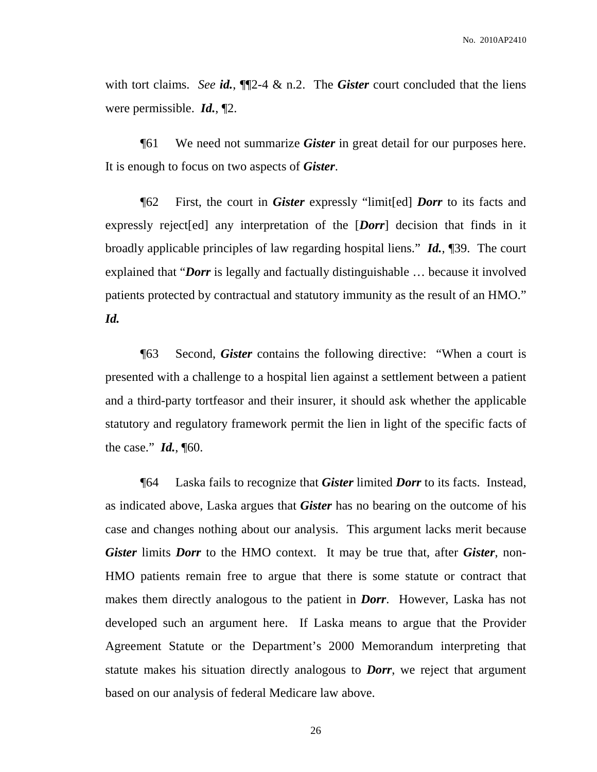with tort claims. *See **id.***, ¶¶2-4 & n.2. The ***Gister*** court concluded that the liens were permissible. ***Id.***, ¶2.

¶61 We need not summarize ***Gister*** in great detail for our purposes here. It is enough to focus on two aspects of ***Gister***.

¶62 First, the court in ***Gister*** expressly "limit[ed] ***Dorr*** to its facts and expressly reject[ed] any interpretation of the [***Dorr***] decision that finds in it broadly applicable principles of law regarding hospital liens." ***Id.***, ¶39. The court explained that "***Dorr*** is legally and factually distinguishable … because it involved patients protected by contractual and statutory immunity as the result of an HMO." ***Id.***

¶63 Second, ***Gister*** contains the following directive: "When a court is presented with a challenge to a hospital lien against a settlement between a patient and a third-party tortfeasor and their insurer, it should ask whether the applicable statutory and regulatory framework permit the lien in light of the specific facts of the case." ***Id.***, ¶60.

¶64 Laska fails to recognize that ***Gister*** limited ***Dorr*** to its facts. Instead, as indicated above, Laska argues that ***Gister*** has no bearing on the outcome of his case and changes nothing about our analysis. This argument lacks merit because ***Gister*** limits ***Dorr*** to the HMO context. It may be true that, after ***Gister***, non-HMO patients remain free to argue that there is some statute or contract that makes them directly analogous to the patient in ***Dorr***. However, Laska has not developed such an argument here. If Laska means to argue that the Provider Agreement Statute or the Department's 2000 Memorandum interpreting that statute makes his situation directly analogous to ***Dorr***, we reject that argument based on our analysis of federal Medicare law above.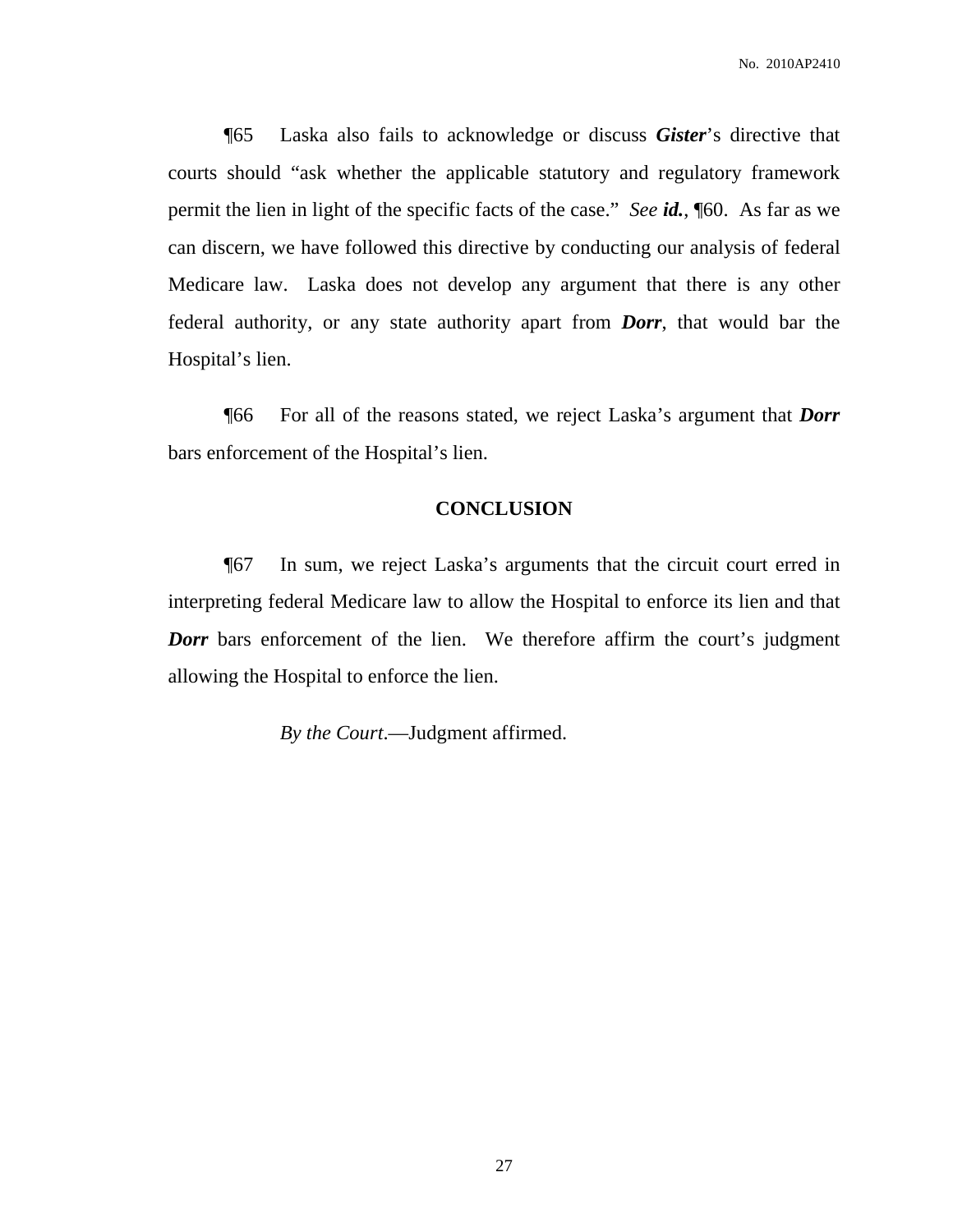¶65 Laska also fails to acknowledge or discuss ***Gister***'s directive that courts should "ask whether the applicable statutory and regulatory framework permit the lien in light of the specific facts of the case." *See* ***id.***, ¶60. As far as we can discern, we have followed this directive by conducting our analysis of federal Medicare law. Laska does not develop any argument that there is any other federal authority, or any state authority apart from ***Dorr***, that would bar the Hospital's lien.

¶66 For all of the reasons stated, we reject Laska's argument that ***Dorr*** bars enforcement of the Hospital's lien.

## CONCLUSION

¶67 In sum, we reject Laska's arguments that the circuit court erred in interpreting federal Medicare law to allow the Hospital to enforce its lien and that ***Dorr*** bars enforcement of the lien. We therefore affirm the court's judgment allowing the Hospital to enforce the lien.

*By the Court.*—Judgment affirmed.